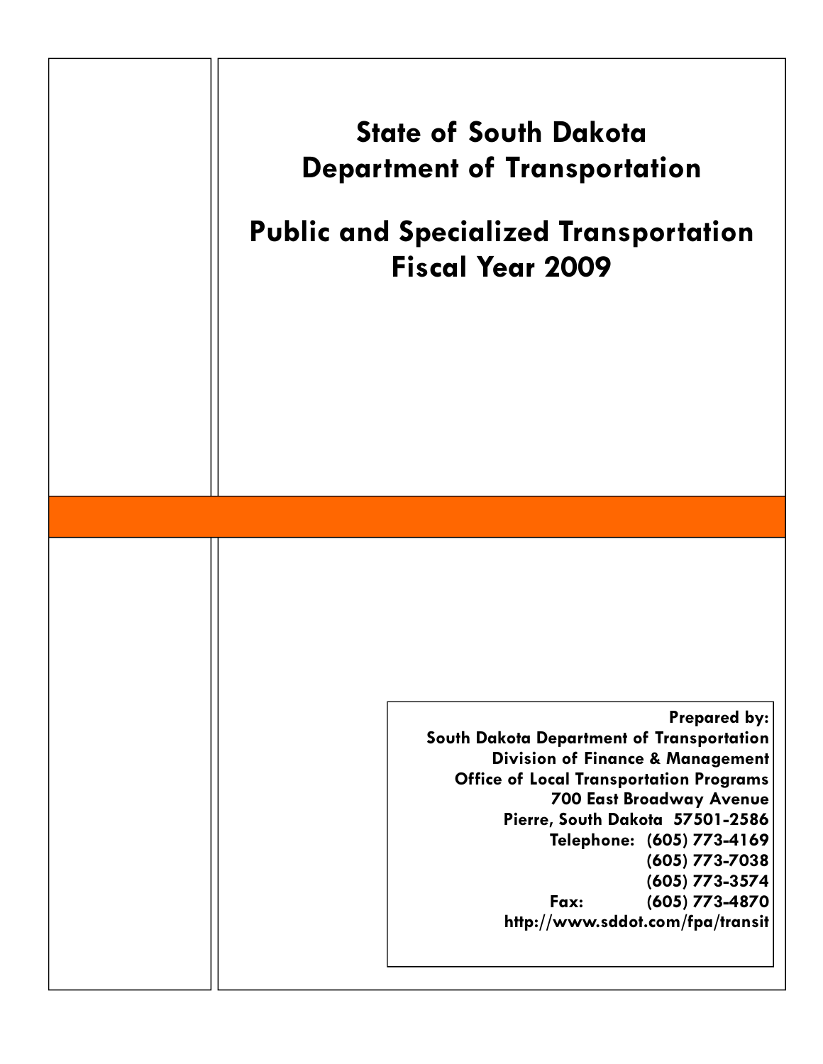# State of South Dakota
# Department of Transportation

# Public and Specialized Transportation
# Fiscal Year 2009

**Prepared by:**
**South Dakota Department of Transportation**
**Division of Finance & Management**
**Office of Local Transportation Programs**
**700 East Broadway Avenue**
**Pierre, South Dakota 57501-2586**
**Telephone: (605) 773-4169**
**(605) 773-7038**
**(605) 773-3574**
**Fax: (605) 773-4870**
**http://www.sddot.com/fpa/transit**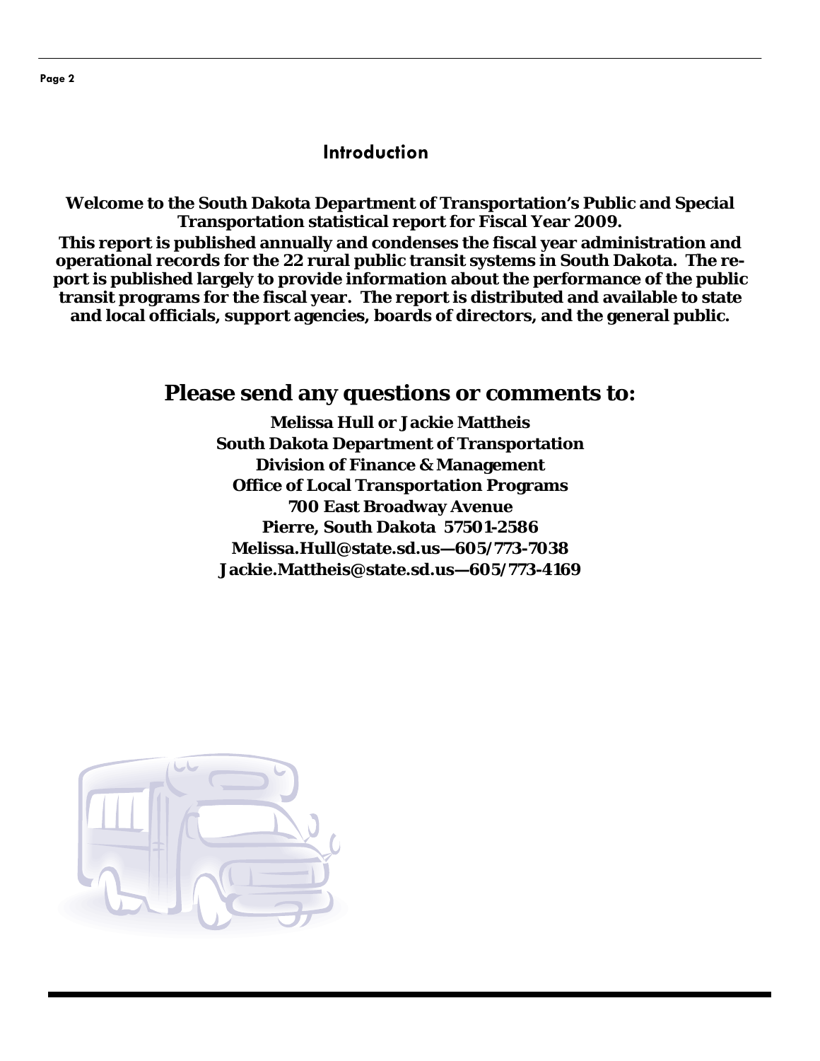## Introduction

**Welcome to the South Dakota Department of Transportation's Public and Special Transportation statistical report for Fiscal Year 2009.**

**This report is published annually and condenses the fiscal year administration and operational records for the 22 rural public transit systems in South Dakota. The report is published largely to provide information about the performance of the public transit programs for the fiscal year. The report is distributed and available to state and local officials, support agencies, boards of directors, and the general public.**

## Please send any questions or comments to:

**Melissa Hull or Jackie Mattheis**
**South Dakota Department of Transportation**
**Division of Finance & Management**
**Office of Local Transportation Programs**
**700 East Broadway Avenue**
**Pierre, South Dakota 57501-2586**
**Melissa.Hull@state.sd.us—605/773-7038**
**Jackie.Mattheis@state.sd.us—605/773-4169**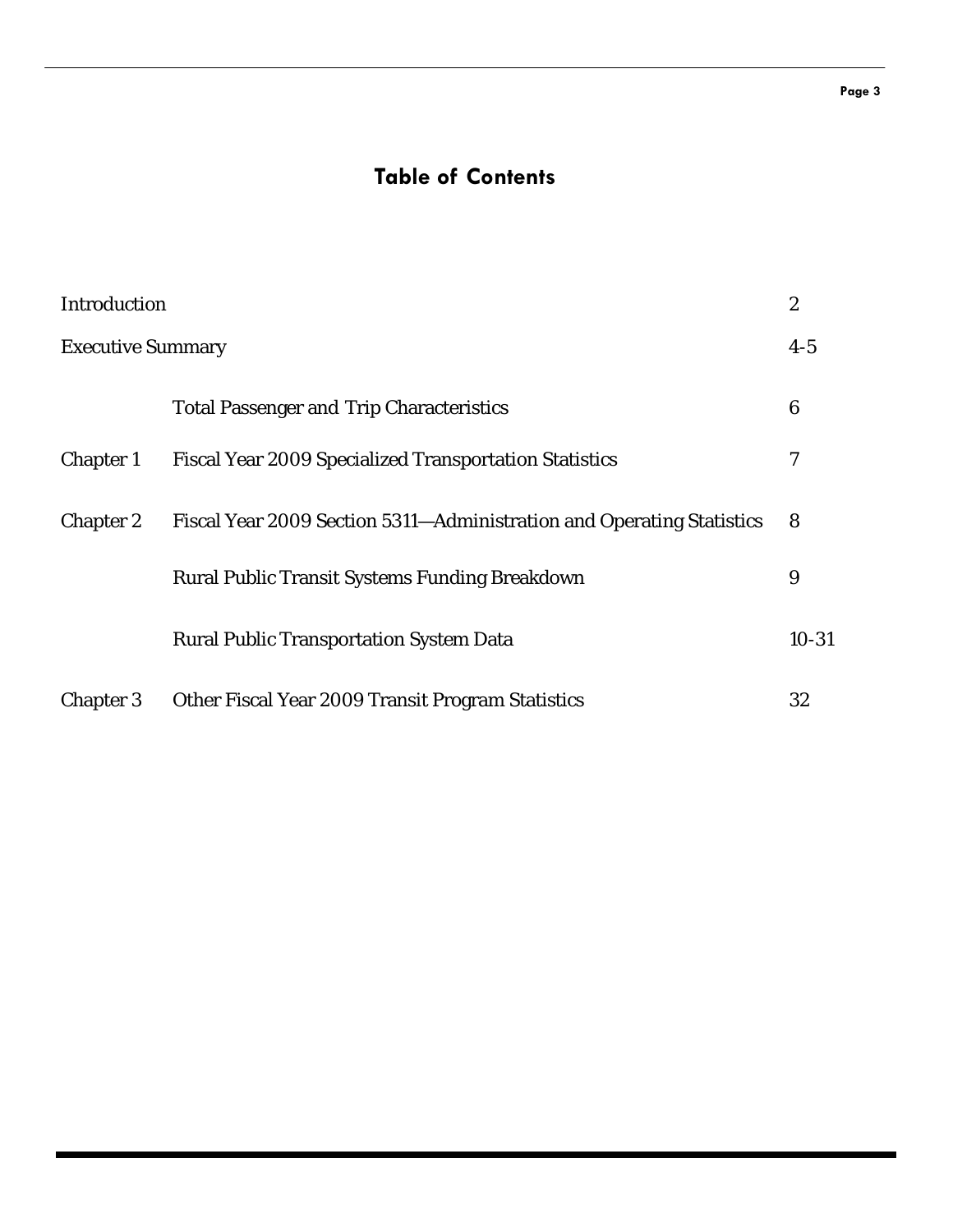# Table of Contents

| | | |
|---|---|---|
| Introduction | | 2 |
| Executive Summary | | 4-5 |
| | Total Passenger and Trip Characteristics | 6 |
| Chapter 1 | Fiscal Year 2009 Specialized Transportation Statistics | 7 |
| Chapter 2 | Fiscal Year 2009 Section 5311—Administration and Operating Statistics | 8 |
| | Rural Public Transit Systems Funding Breakdown | 9 |
| | Rural Public Transportation System Data | 10-31 |
| Chapter 3 | Other Fiscal Year 2009 Transit Program Statistics | 32 |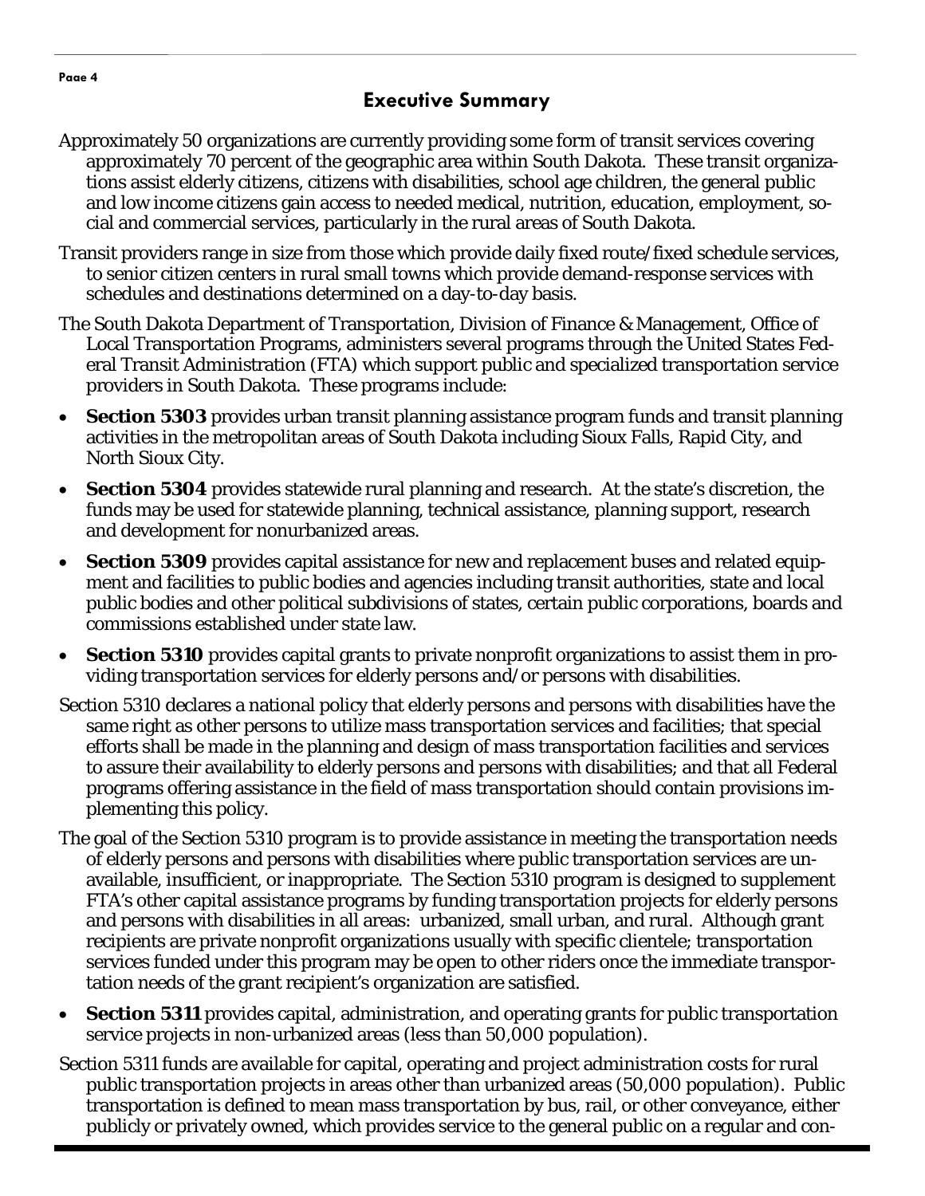## Executive Summary

Approximately 50 organizations are currently providing some form of transit services covering approximately 70 percent of the geographic area within South Dakota. These transit organizations assist elderly citizens, citizens with disabilities, school age children, the general public and low income citizens gain access to needed medical, nutrition, education, employment, social and commercial services, particularly in the rural areas of South Dakota.

Transit providers range in size from those which provide daily fixed route/fixed schedule services, to senior citizen centers in rural small towns which provide demand-response services with schedules and destinations determined on a day-to-day basis.

The South Dakota Department of Transportation, Division of Finance & Management, Office of Local Transportation Programs, administers several programs through the United States Federal Transit Administration (FTA) which support public and specialized transportation service providers in South Dakota. These programs include:

- **Section 5303** provides urban transit planning assistance program funds and transit planning activities in the metropolitan areas of South Dakota including Sioux Falls, Rapid City, and North Sioux City.
- **Section 5304** provides statewide rural planning and research. At the state's discretion, the funds may be used for statewide planning, technical assistance, planning support, research and development for nonurbanized areas.
- **Section 5309** provides capital assistance for new and replacement buses and related equipment and facilities to public bodies and agencies including transit authorities, state and local public bodies and other political subdivisions of states, certain public corporations, boards and commissions established under state law.
- **Section 5310** provides capital grants to private nonprofit organizations to assist them in providing transportation services for elderly persons and/or persons with disabilities.

Section 5310 declares a national policy that elderly persons and persons with disabilities have the same right as other persons to utilize mass transportation services and facilities; that special efforts shall be made in the planning and design of mass transportation facilities and services to assure their availability to elderly persons and persons with disabilities; and that all Federal programs offering assistance in the field of mass transportation should contain provisions implementing this policy.

The goal of the Section 5310 program is to provide assistance in meeting the transportation needs of elderly persons and persons with disabilities where public transportation services are unavailable, insufficient, or inappropriate. The Section 5310 program is designed to supplement FTA's other capital assistance programs by funding transportation projects for elderly persons and persons with disabilities in all areas: urbanized, small urban, and rural. Although grant recipients are private nonprofit organizations usually with specific clientele; transportation services funded under this program may be open to other riders once the immediate transportation needs of the grant recipient's organization are satisfied.

- **Section 5311** provides capital, administration, and operating grants for public transportation service projects in non-urbanized areas (less than 50,000 population).

Section 5311 funds are available for capital, operating and project administration costs for rural public transportation projects in areas other than urbanized areas (50,000 population). Public transportation is defined to mean mass transportation by bus, rail, or other conveyance, either publicly or privately owned, which provides service to the general public on a regular and con-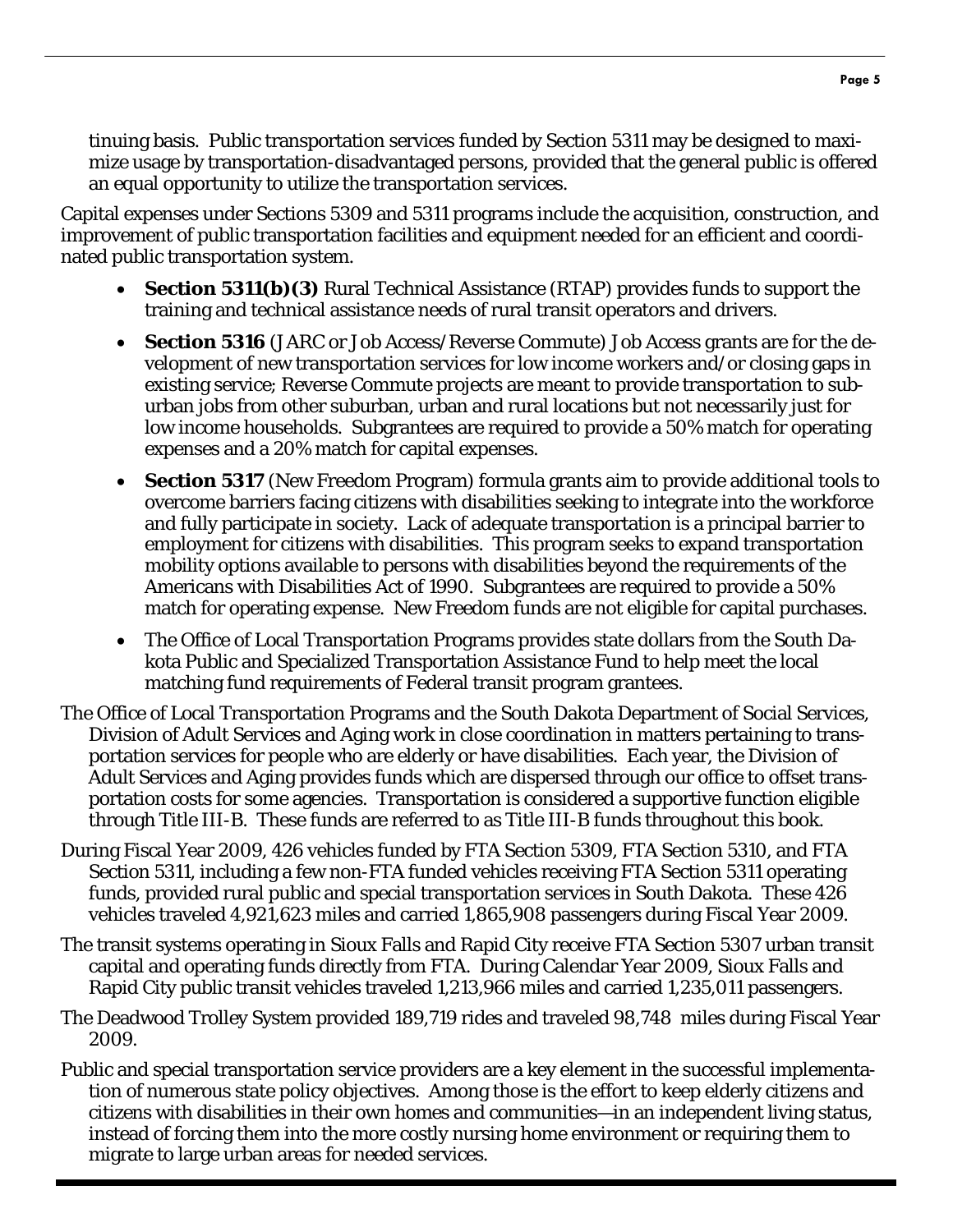tinuing basis. Public transportation services funded by Section 5311 may be designed to maximize usage by transportation-disadvantaged persons, provided that the general public is offered an equal opportunity to utilize the transportation services.

Capital expenses under Sections 5309 and 5311 programs include the acquisition, construction, and improvement of public transportation facilities and equipment needed for an efficient and coordinated public transportation system.

- **Section 5311(b)(3)** Rural Technical Assistance (RTAP) provides funds to support the training and technical assistance needs of rural transit operators and drivers.
- **Section 5316** (JARC or Job Access/Reverse Commute) Job Access grants are for the development of new transportation services for low income workers and/or closing gaps in existing service; Reverse Commute projects are meant to provide transportation to suburban jobs from other suburban, urban and rural locations but not necessarily just for low income households. Subgrantees are required to provide a 50% match for operating expenses and a 20% match for capital expenses.
- **Section 5317** (New Freedom Program) formula grants aim to provide additional tools to overcome barriers facing citizens with disabilities seeking to integrate into the workforce and fully participate in society. Lack of adequate transportation is a principal barrier to employment for citizens with disabilities. This program seeks to expand transportation mobility options available to persons with disabilities beyond the requirements of the Americans with Disabilities Act of 1990. Subgrantees are required to provide a 50% match for operating expense. New Freedom funds are not eligible for capital purchases.
- The Office of Local Transportation Programs provides state dollars from the South Dakota Public and Specialized Transportation Assistance Fund to help meet the local matching fund requirements of Federal transit program grantees.

The Office of Local Transportation Programs and the South Dakota Department of Social Services, Division of Adult Services and Aging work in close coordination in matters pertaining to transportation services for people who are elderly or have disabilities. Each year, the Division of Adult Services and Aging provides funds which are dispersed through our office to offset transportation costs for some agencies. Transportation is considered a supportive function eligible through Title III-B. These funds are referred to as Title III-B funds throughout this book.

During Fiscal Year 2009, 426 vehicles funded by FTA Section 5309, FTA Section 5310, and FTA Section 5311, including a few non-FTA funded vehicles receiving FTA Section 5311 operating funds, provided rural public and special transportation services in South Dakota. These 426 vehicles traveled 4,921,623 miles and carried 1,865,908 passengers during Fiscal Year 2009.

The transit systems operating in Sioux Falls and Rapid City receive FTA Section 5307 urban transit capital and operating funds directly from FTA. During Calendar Year 2009, Sioux Falls and Rapid City public transit vehicles traveled 1,213,966 miles and carried 1,235,011 passengers.

The Deadwood Trolley System provided 189,719 rides and traveled 98,748 miles during Fiscal Year 2009.

Public and special transportation service providers are a key element in the successful implementation of numerous state policy objectives. Among those is the effort to keep elderly citizens and citizens with disabilities in their own homes and communities—in an independent living status, instead of forcing them into the more costly nursing home environment or requiring them to migrate to large urban areas for needed services.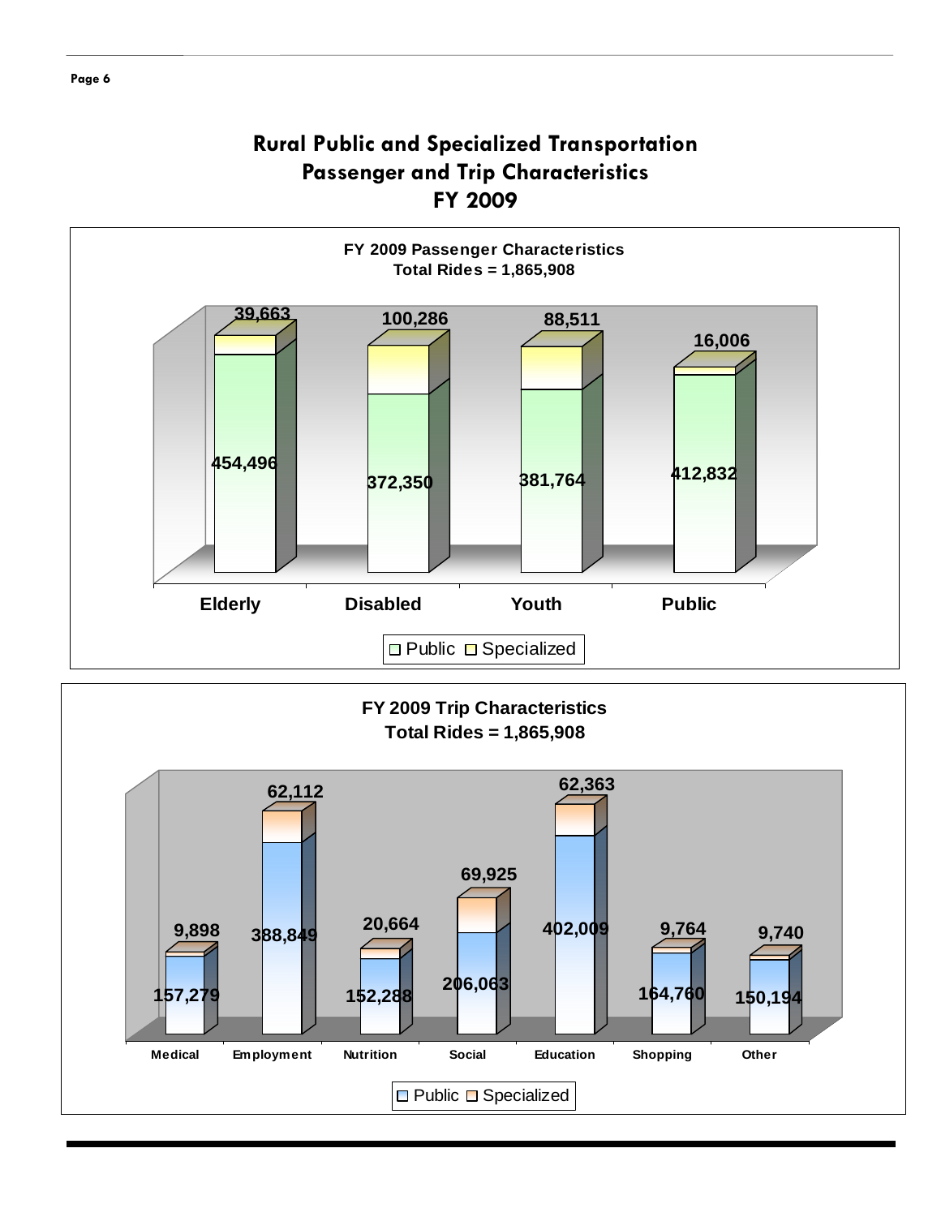# Rural Public and Specialized Transportation Passenger and Trip Characteristics FY 2009

**FY 2009 Passenger Characteristics**
**Total Rides = 1,865,908**

| | Elderly | Disabled | Youth | Public |
|---|---|---|---|---|
| Public | 454,496 | 372,350 | 381,764 | 412,832 |
| Specialized | 39,663 | 100,286 | 88,511 | 16,006 |

**FY 2009 Trip Characteristics**
**Total Rides = 1,865,908**

| | Medical | Employment | Nutrition | Social | Education | Shopping | Other |
|---|---|---|---|---|---|---|---|
| Public | 157,279 | 388,849 | 152,288 | 206,063 | 402,009 | 164,760 | 150,194 |
| Specialized | 9,898 | 62,112 | 20,664 | 69,925 | 62,363 | 9,764 | 9,740 |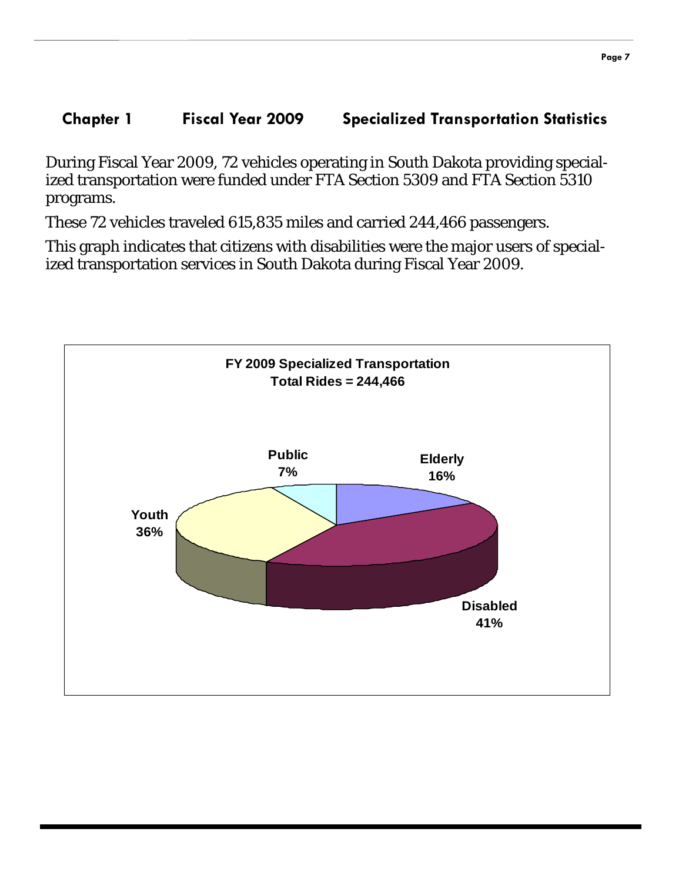## Chapter 1 Fiscal Year 2009 Specialized Transportation Statistics

During Fiscal Year 2009, 72 vehicles operating in South Dakota providing specialized transportation were funded under FTA Section 5309 and FTA Section 5310 programs.

These 72 vehicles traveled 615,835 miles and carried 244,466 passengers.

This graph indicates that citizens with disabilities were the major users of specialized transportation services in South Dakota during Fiscal Year 2009.

**FY 2009 Specialized Transportation**
**Total Rides = 244,466**

| Category | Percentage |
| --- | --- |
| Public | 7% |
| Elderly | 16% |
| Disabled | 41% |
| Youth | 36% |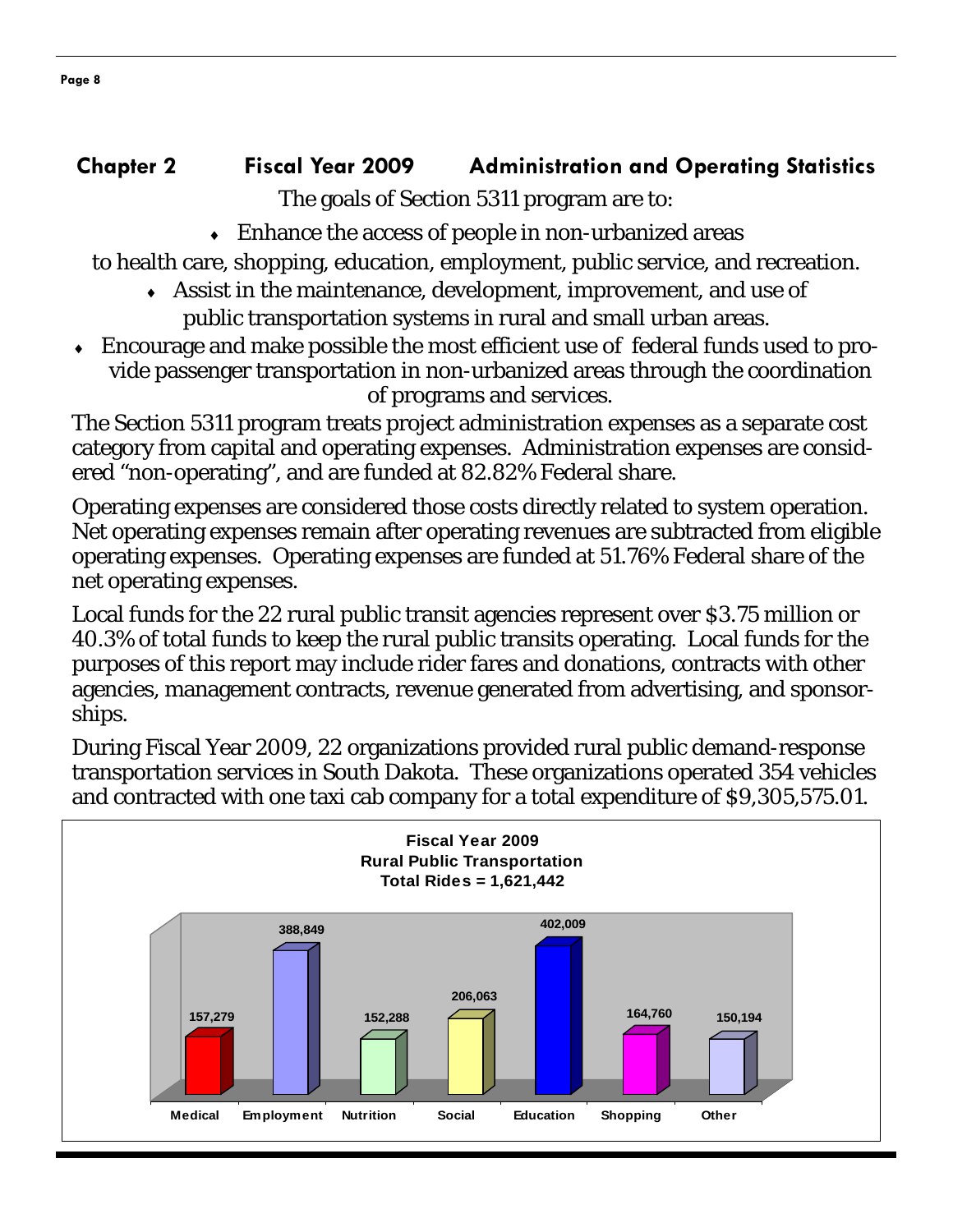## Chapter 2 Fiscal Year 2009 Administration and Operating Statistics

The goals of Section 5311 program are to:

- Enhance the access of people in non-urbanized areas to health care, shopping, education, employment, public service, and recreation.
- Assist in the maintenance, development, improvement, and use of public transportation systems in rural and small urban areas.
- Encourage and make possible the most efficient use of federal funds used to provide passenger transportation in non-urbanized areas through the coordination of programs and services.

The Section 5311 program treats project administration expenses as a separate cost category from capital and operating expenses. Administration expenses are considered "non-operating", and are funded at 82.82% Federal share.

Operating expenses are considered those costs directly related to system operation. Net operating expenses remain after operating revenues are subtracted from eligible operating expenses. Operating expenses are funded at 51.76% Federal share of the net operating expenses.

Local funds for the 22 rural public transit agencies represent over $3.75 million or 40.3% of total funds to keep the rural public transits operating. Local funds for the purposes of this report may include rider fares and donations, contracts with other agencies, management contracts, revenue generated from advertising, and sponsorships.

During Fiscal Year 2009, 22 organizations provided rural public demand-response transportation services in South Dakota. These organizations operated 354 vehicles and contracted with one taxi cab company for a total expenditure of $9,305,575.01.

**Fiscal Year 2009**
**Rural Public Transportation**
**Total Rides = 1,621,442**

| Medical | Employment | Nutrition | Social | Education | Shopping | Other |
|---|---|---|---|---|---|---|
| 157,279 | 388,849 | 152,288 | 206,063 | 402,009 | 164,760 | 150,194 |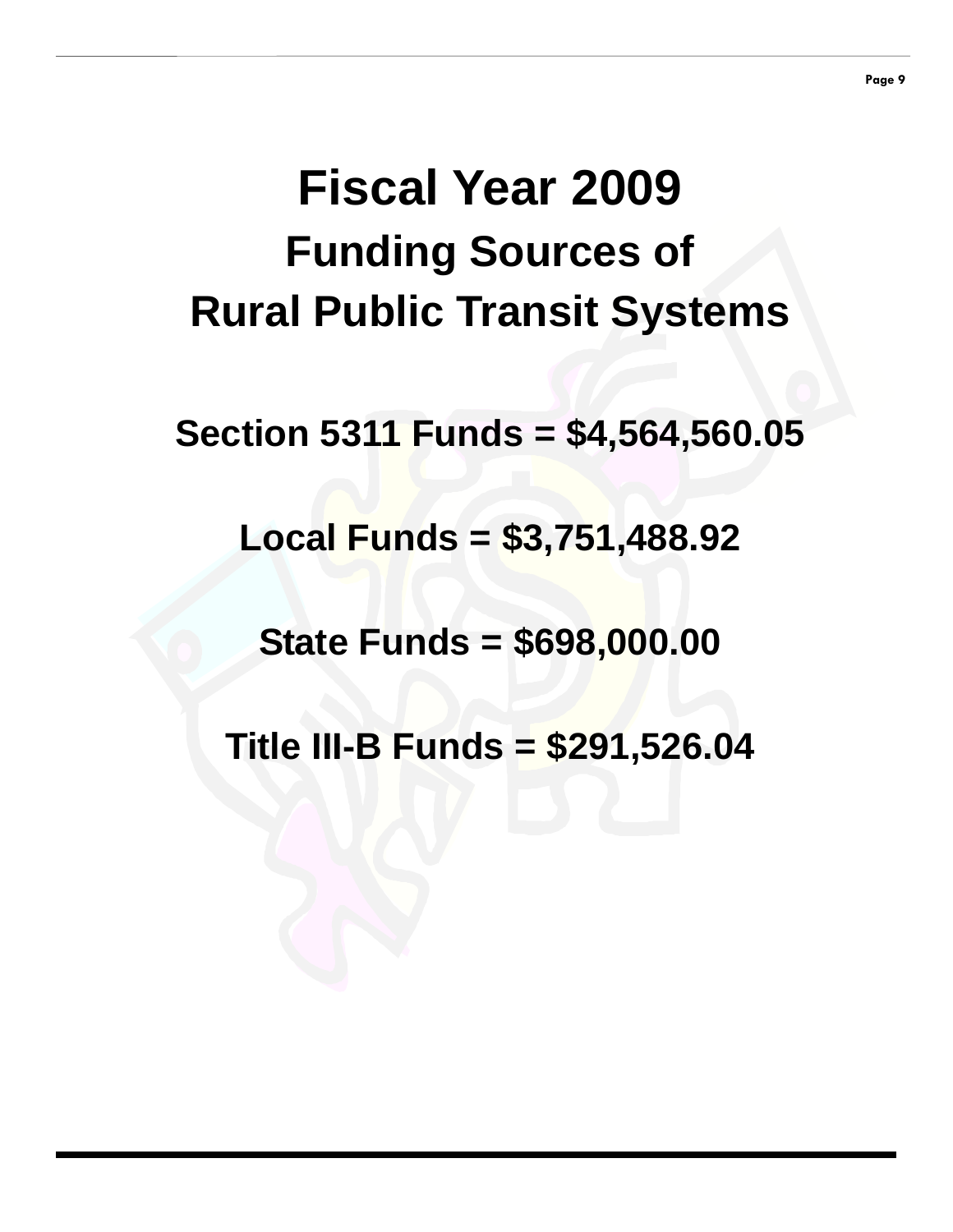# Fiscal Year 2009

## Funding Sources of Rural Public Transit Systems

**Section 5311 Funds = $4,564,560.05**

**Local Funds = $3,751,488.92**

**State Funds = $698,000.00**

**Title III-B Funds = $291,526.04**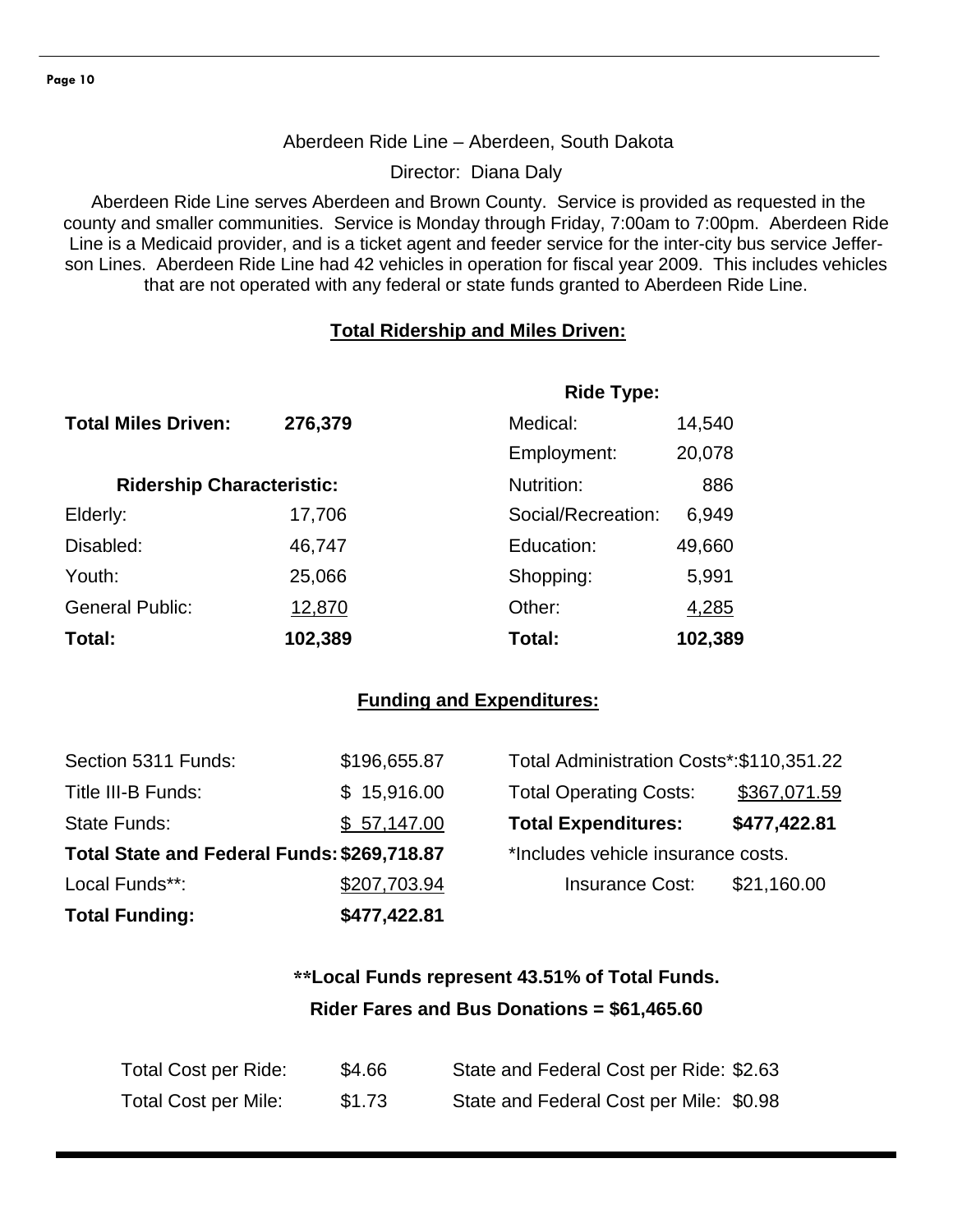Aberdeen Ride Line – Aberdeen, South Dakota

Director: Diana Daly

Aberdeen Ride Line serves Aberdeen and Brown County. Service is provided as requested in the county and smaller communities. Service is Monday through Friday, 7:00am to 7:00pm. Aberdeen Ride Line is a Medicaid provider, and is a ticket agent and feeder service for the inter-city bus service Jefferson Lines. Aberdeen Ride Line had 42 vehicles in operation for fiscal year 2009. This includes vehicles that are not operated with any federal or state funds granted to Aberdeen Ride Line.

## Total Ridership and Miles Driven:

**Total Miles Driven:** **276,379**

| Ridership Characteristic: | |
|---|---|
| Elderly: | 17,706 |
| Disabled: | 46,747 |
| Youth: | 25,066 |
| General Public: | 12,870 |
| **Total:** | **102,389** |

| Ride Type: | |
|---|---|
| Medical: | 14,540 |
| Employment: | 20,078 |
| Nutrition: | 886 |
| Social/Recreation: | 6,949 |
| Education: | 49,660 |
| Shopping: | 5,991 |
| Other: | 4,285 |
| **Total:** | **102,389** |

## Funding and Expenditures:

| | |
|---|---|
| Section 5311 Funds: | $196,655.87 |
| Title III-B Funds: | $ 15,916.00 |
| State Funds: | $ 57,147.00 |
| **Total State and Federal Funds:** | **$269,718.87** |
| Local Funds**: | $207,703.94 |
| **Total Funding:** | **$477,422.81** |

| | |
|---|---|
| Total Administration Costs*: | $110,351.22 |
| Total Operating Costs: | $367,071.59 |
| **Total Expenditures:** | **$477,422.81** |

*Includes vehicle insurance costs.

Insurance Cost: $21,160.00

**\*\*Local Funds represent 43.51% of Total Funds.**

**Rider Fares and Bus Donations = $61,465.60**

| | | | |
|---|---|---|---|
| Total Cost per Ride: | $4.66 | State and Federal Cost per Ride: | $2.63 |
| Total Cost per Mile: | $1.73 | State and Federal Cost per Mile: | $0.98 |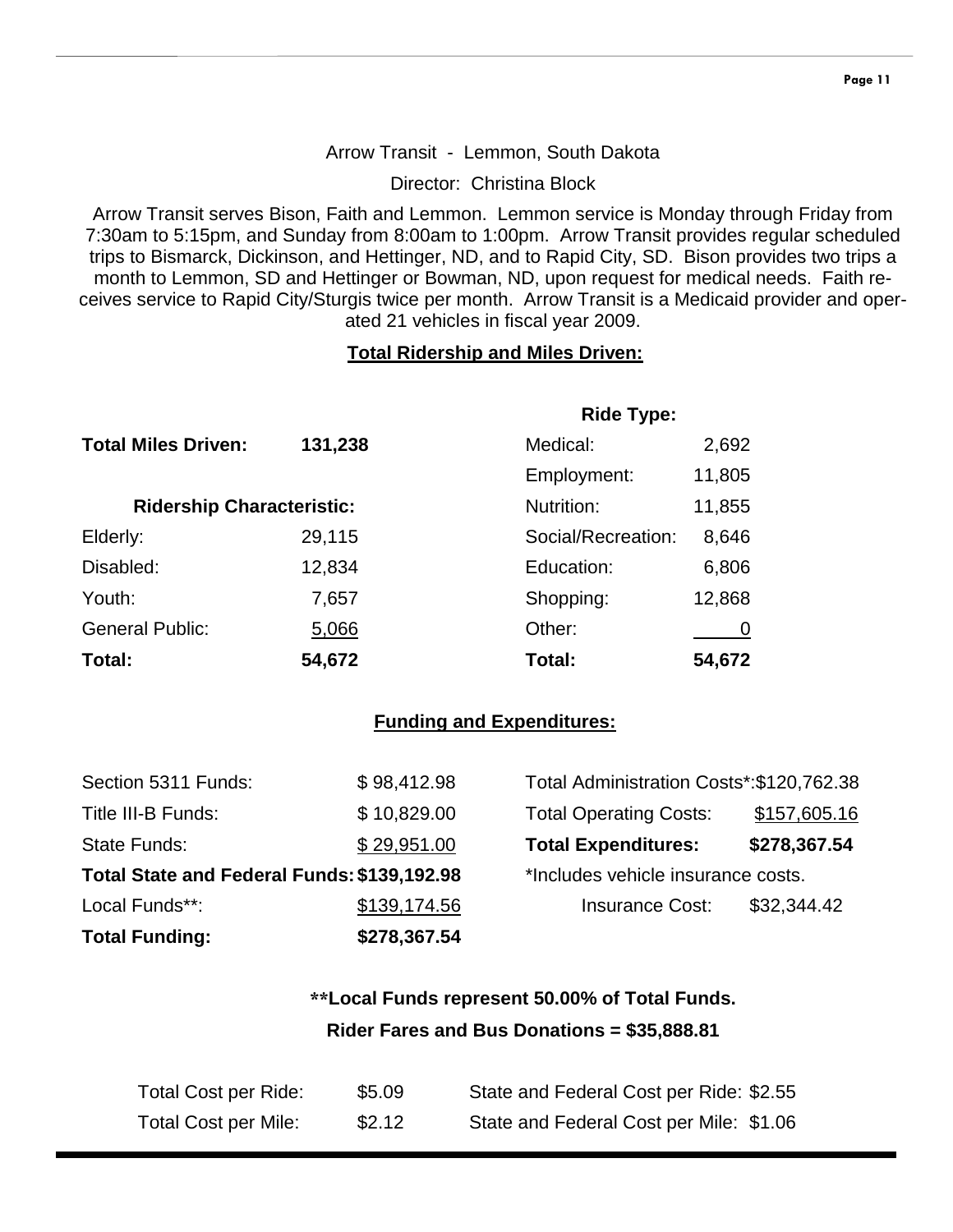Arrow Transit - Lemmon, South Dakota

Director: Christina Block

Arrow Transit serves Bison, Faith and Lemmon. Lemmon service is Monday through Friday from 7:30am to 5:15pm, and Sunday from 8:00am to 1:00pm. Arrow Transit provides regular scheduled trips to Bismarck, Dickinson, and Hettinger, ND, and to Rapid City, SD. Bison provides two trips a month to Lemmon, SD and Hettinger or Bowman, ND, upon request for medical needs. Faith receives service to Rapid City/Sturgis twice per month. Arrow Transit is a Medicaid provider and operated 21 vehicles in fiscal year 2009.

**Total Ridership and Miles Driven:**

**Total Miles Driven:** **131,238**

| **Ridership Characteristic:** | | **Ride Type:** | |
|---|---|---|---|
| Elderly: | 29,115 | Medical: | 2,692 |
| Disabled: | 12,834 | Employment: | 11,805 |
| Youth: | 7,657 | Nutrition: | 11,855 |
| General Public: | 5,066 | Social/Recreation: | 8,646 |
| | | Education: | 6,806 |
| | | Shopping: | 12,868 |
| | | Other: | 0 |
| **Total:** | **54,672** | **Total:** | **54,672** |

**Funding and Expenditures:**

| | |
|---|---|
| Section 5311 Funds: | $ 98,412.98 |
| Title III-B Funds: | $ 10,829.00 |
| State Funds: | $ 29,951.00 |
| **Total State and Federal Funds:** | **$139,192.98** |
| Local Funds**: | $139,174.56 |
| **Total Funding:** | **$278,367.54** |

| | |
|---|---|
| Total Administration Costs*: | $120,762.38 |
| Total Operating Costs: | $157,605.16 |
| **Total Expenditures:** | **$278,367.54** |

*Includes vehicle insurance costs.

Insurance Cost: $32,344.42

****Local Funds represent 50.00% of Total Funds.**

**Rider Fares and Bus Donations = $35,888.81**

| | | | |
|---|---|---|---|
| Total Cost per Ride: | $5.09 | State and Federal Cost per Ride: | $2.55 |
| Total Cost per Mile: | $2.12 | State and Federal Cost per Mile: | $1.06 |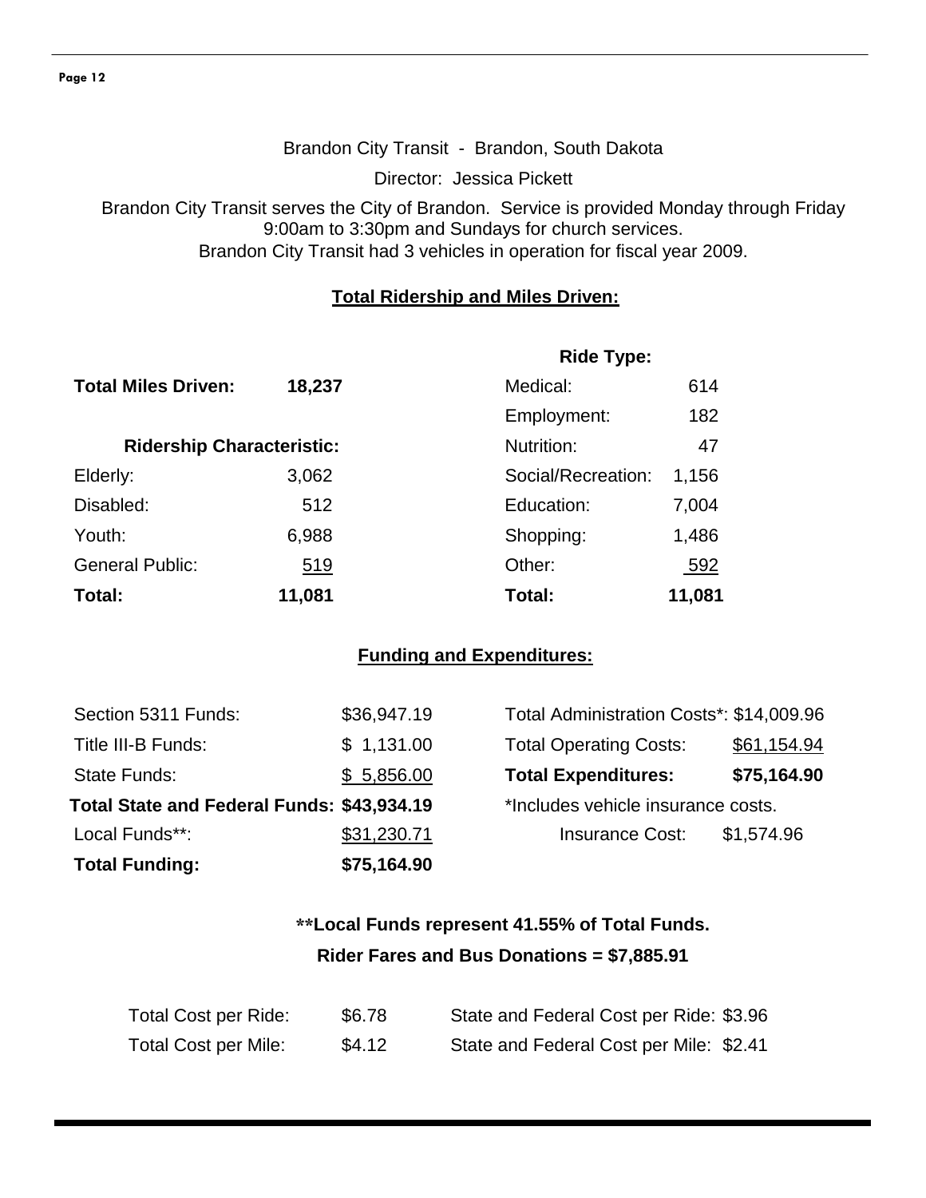Brandon City Transit - Brandon, South Dakota

Director: Jessica Pickett

Brandon City Transit serves the City of Brandon. Service is provided Monday through Friday 9:00am to 3:30pm and Sundays for church services.
Brandon City Transit had 3 vehicles in operation for fiscal year 2009.

## Total Ridership and Miles Driven:

**Total Miles Driven:** **18,237**

| Ridership Characteristic: | |
|---|---|
| Elderly: | 3,062 |
| Disabled: | 512 |
| Youth: | 6,988 |
| General Public: | 519 |
| **Total:** | **11,081** |

| Ride Type: | |
|---|---|
| Medical: | 614 |
| Employment: | 182 |
| Nutrition: | 47 |
| Social/Recreation: | 1,156 |
| Education: | 7,004 |
| Shopping: | 1,486 |
| Other: | 592 |
| **Total:** | **11,081** |

## Funding and Expenditures:

| | |
|---|---|
| Section 5311 Funds: | $36,947.19 |
| Title III-B Funds: | $ 1,131.00 |
| State Funds: | $ 5,856.00 |
| **Total State and Federal Funds:** | **$43,934.19** |
| Local Funds**: | $31,230.71 |
| **Total Funding:** | **$75,164.90** |

| | |
|---|---|
| Total Administration Costs*: | $14,009.96 |
| Total Operating Costs: | $61,154.94 |
| **Total Expenditures:** | **$75,164.90** |

*Includes vehicle insurance costs.
Insurance Cost: $1,574.96

**\*\*Local Funds represent 41.55% of Total Funds.**

**Rider Fares and Bus Donations = $7,885.91**

| | | | |
|---|---|---|---|
| Total Cost per Ride: | $6.78 | State and Federal Cost per Ride: | $3.96 |
| Total Cost per Mile: | $4.12 | State and Federal Cost per Mile: | $2.41 |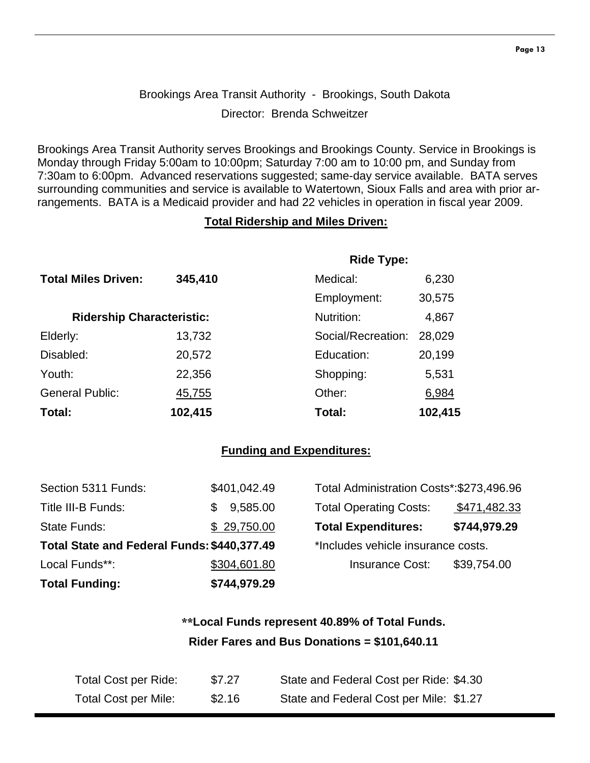Brookings Area Transit Authority - Brookings, South Dakota

Director: Brenda Schweitzer

Brookings Area Transit Authority serves Brookings and Brookings County. Service in Brookings is Monday through Friday 5:00am to 10:00pm; Saturday 7:00 am to 10:00 pm, and Sunday from 7:30am to 6:00pm. Advanced reservations suggested; same-day service available. BATA serves surrounding communities and service is available to Watertown, Sioux Falls and area with prior arrangements. BATA is a Medicaid provider and had 22 vehicles in operation in fiscal year 2009.

## Total Ridership and Miles Driven:

**Total Miles Driven:** **345,410**

| **Ridership Characteristic:** | | **Ride Type:** | |
|---|---|---|---|
| Elderly: | 13,732 | Medical: | 6,230 |
| Disabled: | 20,572 | Employment: | 30,575 |
| Youth: | 22,356 | Nutrition: | 4,867 |
| General Public: | 45,755 | Social/Recreation: | 28,029 |
| | | Education: | 20,199 |
| | | Shopping: | 5,531 |
| | | Other: | 6,984 |
| **Total:** | **102,415** | **Total:** | **102,415** |

## Funding and Expenditures:

| | | | |
|---|---|---|---|
| Section 5311 Funds: | $401,042.49 | Total Administration Costs*: | $273,496.96 |
| Title III-B Funds: | $ 9,585.00 | Total Operating Costs: | $471,482.33 |
| State Funds: | $ 29,750.00 | **Total Expenditures:** | **$744,979.29** |
| **Total State and Federal Funds:** | **$440,377.49** | *Includes vehicle insurance costs. | |
| Local Funds**: | $304,601.80 | Insurance Cost: | $39,754.00 |
| **Total Funding:** | **$744,979.29** | | |

**\*\*Local Funds represent 40.89% of Total Funds.**

**Rider Fares and Bus Donations = $101,640.11**

| | | | |
|---|---|---|---|
| Total Cost per Ride: | $7.27 | State and Federal Cost per Ride: | $4.30 |
| Total Cost per Mile: | $2.16 | State and Federal Cost per Mile: | $1.27 |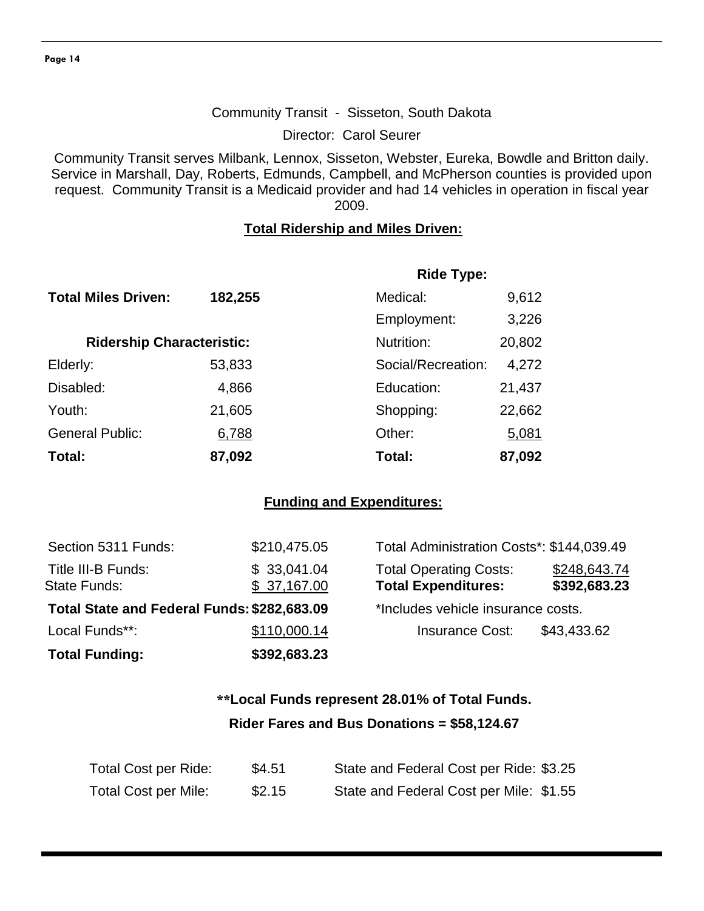Community Transit - Sisseton, South Dakota

Director: Carol Seurer

Community Transit serves Milbank, Lennox, Sisseton, Webster, Eureka, Bowdle and Britton daily. Service in Marshall, Day, Roberts, Edmunds, Campbell, and McPherson counties is provided upon request. Community Transit is a Medicaid provider and had 14 vehicles in operation in fiscal year 2009.

**Total Ridership and Miles Driven:**

| | | **Ride Type:** | |
|---|---|---|---|
| **Total Miles Driven:** | **182,255** | Medical: | 9,612 |
| | | Employment: | 3,226 |
| **Ridership Characteristic:** | | Nutrition: | 20,802 |
| Elderly: | 53,833 | Social/Recreation: | 4,272 |
| Disabled: | 4,866 | Education: | 21,437 |
| Youth: | 21,605 | Shopping: | 22,662 |
| General Public: | 6,788 | Other: | 5,081 |
| **Total:** | **87,092** | **Total:** | **87,092** |

**Funding and Expenditures:**

| | | | |
|---|---|---|---|
| Section 5311 Funds: | $210,475.05 | Total Administration Costs*: | $144,039.49 |
| Title III-B Funds: | $ 33,041.04 | Total Operating Costs: | $248,643.74 |
| State Funds: | $ 37,167.00 | **Total Expenditures:** | **$392,683.23** |
| **Total State and Federal Funds:** | **$282,683.09** | *Includes vehicle insurance costs. | |
| Local Funds**: | $110,000.14 | Insurance Cost: | $43,433.62 |
| **Total Funding:** | **$392,683.23** | | |

**\*\*Local Funds represent 28.01% of Total Funds.**

**Rider Fares and Bus Donations = $58,124.67**

| | | | |
|---|---|---|---|
| Total Cost per Ride: | $4.51 | State and Federal Cost per Ride: | $3.25 |
| Total Cost per Mile: | $2.15 | State and Federal Cost per Mile: | $1.55 |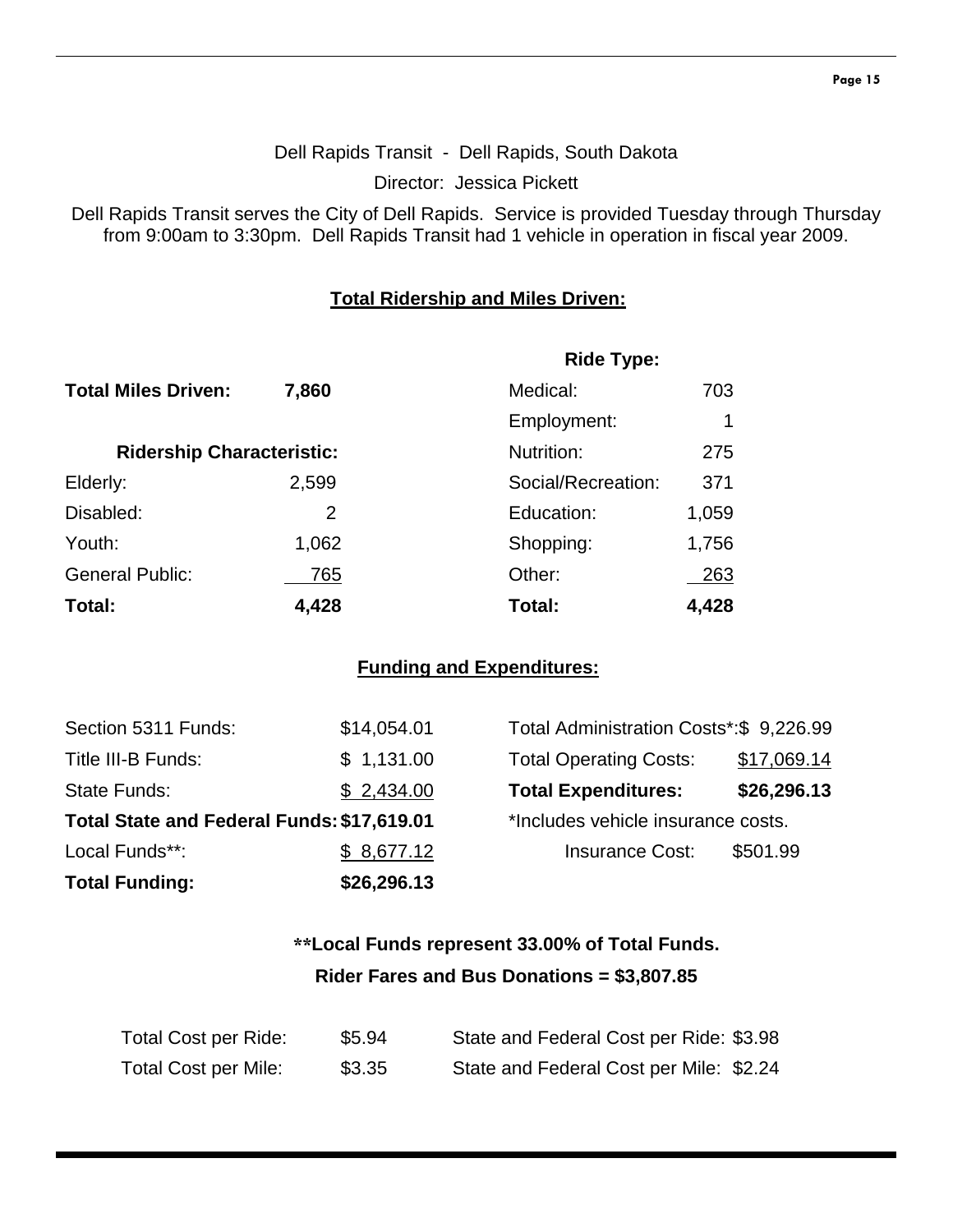Dell Rapids Transit - Dell Rapids, South Dakota

Director: Jessica Pickett

Dell Rapids Transit serves the City of Dell Rapids. Service is provided Tuesday through Thursday from 9:00am to 3:30pm. Dell Rapids Transit had 1 vehicle in operation in fiscal year 2009.

**Total Ridership and Miles Driven:**

**Total Miles Driven:** **7,860**

| **Ridership Characteristic:** | |
|---|---|
| Elderly: | 2,599 |
| Disabled: | 2 |
| Youth: | 1,062 |
| General Public: | 765 |
| **Total:** | **4,428** |

| **Ride Type:** | |
|---|---|
| Medical: | 703 |
| Employment: | 1 |
| Nutrition: | 275 |
| Social/Recreation: | 371 |
| Education: | 1,059 |
| Shopping: | 1,756 |
| Other: | 263 |
| **Total:** | **4,428** |

**Funding and Expenditures:**

| | |
|---|---|
| Section 5311 Funds: | $14,054.01 |
| Title III-B Funds: | $ 1,131.00 |
| State Funds: | $ 2,434.00 |
| **Total State and Federal Funds:** | **$17,619.01** |
| Local Funds**: | $ 8,677.12 |
| **Total Funding:** | **$26,296.13** |

| | |
|---|---|
| Total Administration Costs*: | $ 9,226.99 |
| Total Operating Costs: | $17,069.14 |
| **Total Expenditures:** | **$26,296.13** |

*Includes vehicle insurance costs.

Insurance Cost: $501.99

**\*\*Local Funds represent 33.00% of Total Funds.**

**Rider Fares and Bus Donations = $3,807.85**

| | | | |
|---|---|---|---|
| Total Cost per Ride: | $5.94 | State and Federal Cost per Ride: | $3.98 |
| Total Cost per Mile: | $3.35 | State and Federal Cost per Mile: | $2.24 |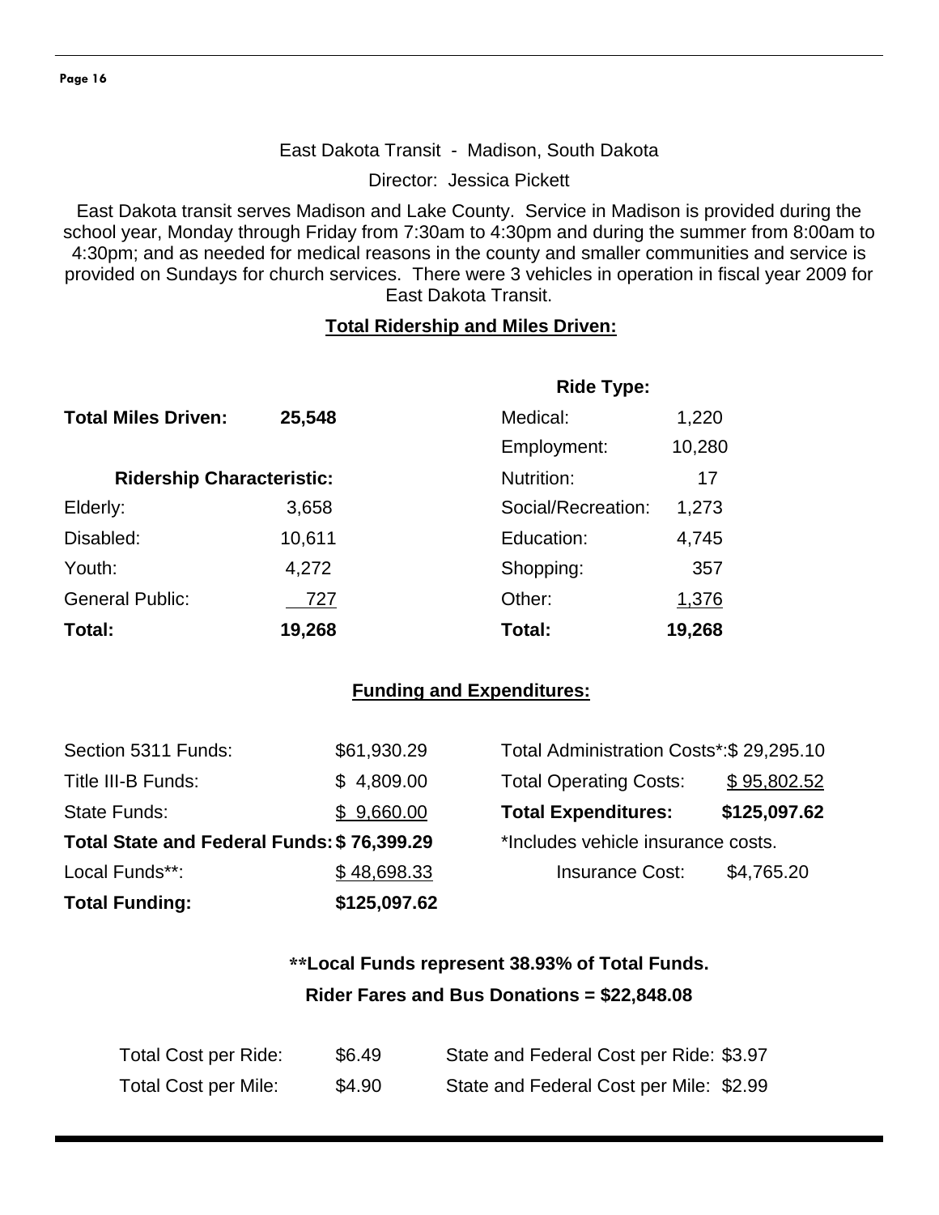East Dakota Transit - Madison, South Dakota

Director: Jessica Pickett

East Dakota transit serves Madison and Lake County. Service in Madison is provided during the school year, Monday through Friday from 7:30am to 4:30pm and during the summer from 8:00am to 4:30pm; and as needed for medical reasons in the county and smaller communities and service is provided on Sundays for church services. There were 3 vehicles in operation in fiscal year 2009 for East Dakota Transit.

**Total Ridership and Miles Driven:**

**Total Miles Driven:** **25,548**

| **Ridership Characteristic:** | |
|---|---|
| Elderly: | 3,658 |
| Disabled: | 10,611 |
| Youth: | 4,272 |
| General Public: | 727 |
| **Total:** | **19,268** |

| **Ride Type:** | |
|---|---|
| Medical: | 1,220 |
| Employment: | 10,280 |
| Nutrition: | 17 |
| Social/Recreation: | 1,273 |
| Education: | 4,745 |
| Shopping: | 357 |
| Other: | 1,376 |
| **Total:** | **19,268** |

**Funding and Expenditures:**

| | |
|---|---|
| Section 5311 Funds: | $61,930.29 |
| Title III-B Funds: | $ 4,809.00 |
| State Funds: | $ 9,660.00 |
| **Total State and Federal Funds:** | **$ 76,399.29** |
| Local Funds**: | $ 48,698.33 |
| **Total Funding:** | **$125,097.62** |

| | |
|---|---|
| Total Administration Costs*: | $ 29,295.10 |
| Total Operating Costs: | $ 95,802.52 |
| **Total Expenditures:** | **$125,097.62** |

*Includes vehicle insurance costs.

Insurance Cost: $4,765.20

**\*\*Local Funds represent 38.93% of Total Funds.**

**Rider Fares and Bus Donations = $22,848.08**

| | | | |
|---|---|---|---|
| Total Cost per Ride: | $6.49 | State and Federal Cost per Ride: | $3.97 |
| Total Cost per Mile: | $4.90 | State and Federal Cost per Mile: | $2.99 |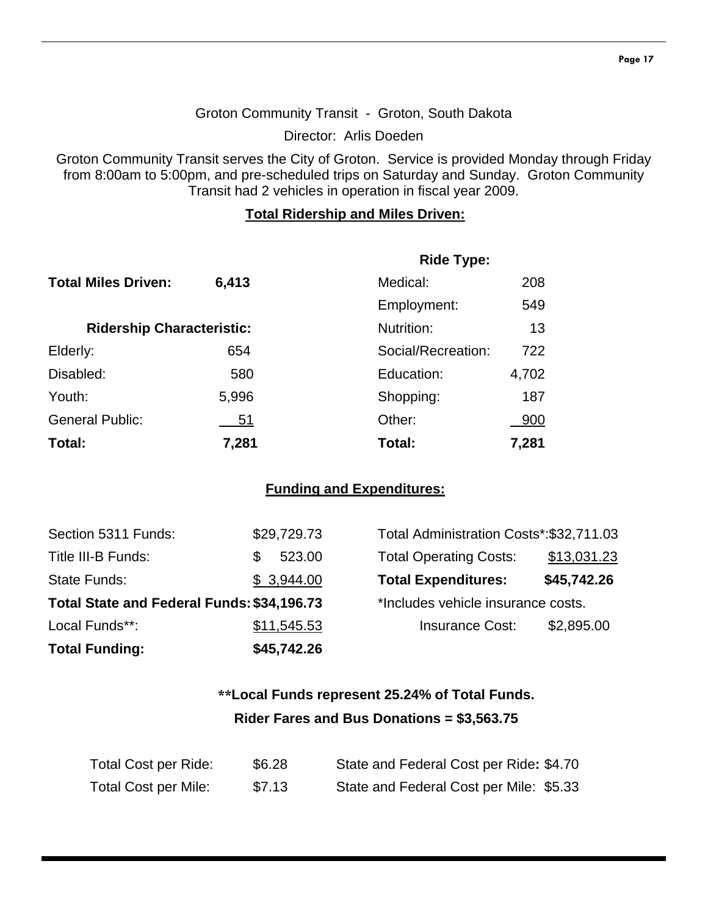Groton Community Transit - Groton, South Dakota

Director: Arlis Doeden

Groton Community Transit serves the City of Groton. Service is provided Monday through Friday from 8:00am to 5:00pm, and pre-scheduled trips on Saturday and Sunday. Groton Community Transit had 2 vehicles in operation in fiscal year 2009.

## Total Ridership and Miles Driven:

**Total Miles Driven:** **6,413**

| Ridership Characteristic: | |
|---|---|
| Elderly: | 654 |
| Disabled: | 580 |
| Youth: | 5,996 |
| General Public: | 51 |
| **Total:** | **7,281** |

| Ride Type: | |
|---|---|
| Medical: | 208 |
| Employment: | 549 |
| Nutrition: | 13 |
| Social/Recreation: | 722 |
| Education: | 4,702 |
| Shopping: | 187 |
| Other: | 900 |
| **Total:** | **7,281** |

## Funding and Expenditures:

| Funding | |
|---|---|
| Section 5311 Funds: | $29,729.73 |
| Title III-B Funds: | $ 523.00 |
| State Funds: | $ 3,944.00 |
| **Total State and Federal Funds:** | **$34,196.73** |
| Local Funds**: | $11,545.53 |
| **Total Funding:** | **$45,742.26** |

| Expenditures | |
|---|---|
| Total Administration Costs*: | $32,711.03 |
| Total Operating Costs: | $13,031.23 |
| **Total Expenditures:** | **$45,742.26** |

*Includes vehicle insurance costs.

Insurance Cost: $2,895.00

**\*\*Local Funds represent 25.24% of Total Funds.**

**Rider Fares and Bus Donations = $3,563.75**

| | | | |
|---|---|---|---|
| Total Cost per Ride: | $6.28 | State and Federal Cost per Ride: | $4.70 |
| Total Cost per Mile: | $7.13 | State and Federal Cost per Mile: | $5.33 |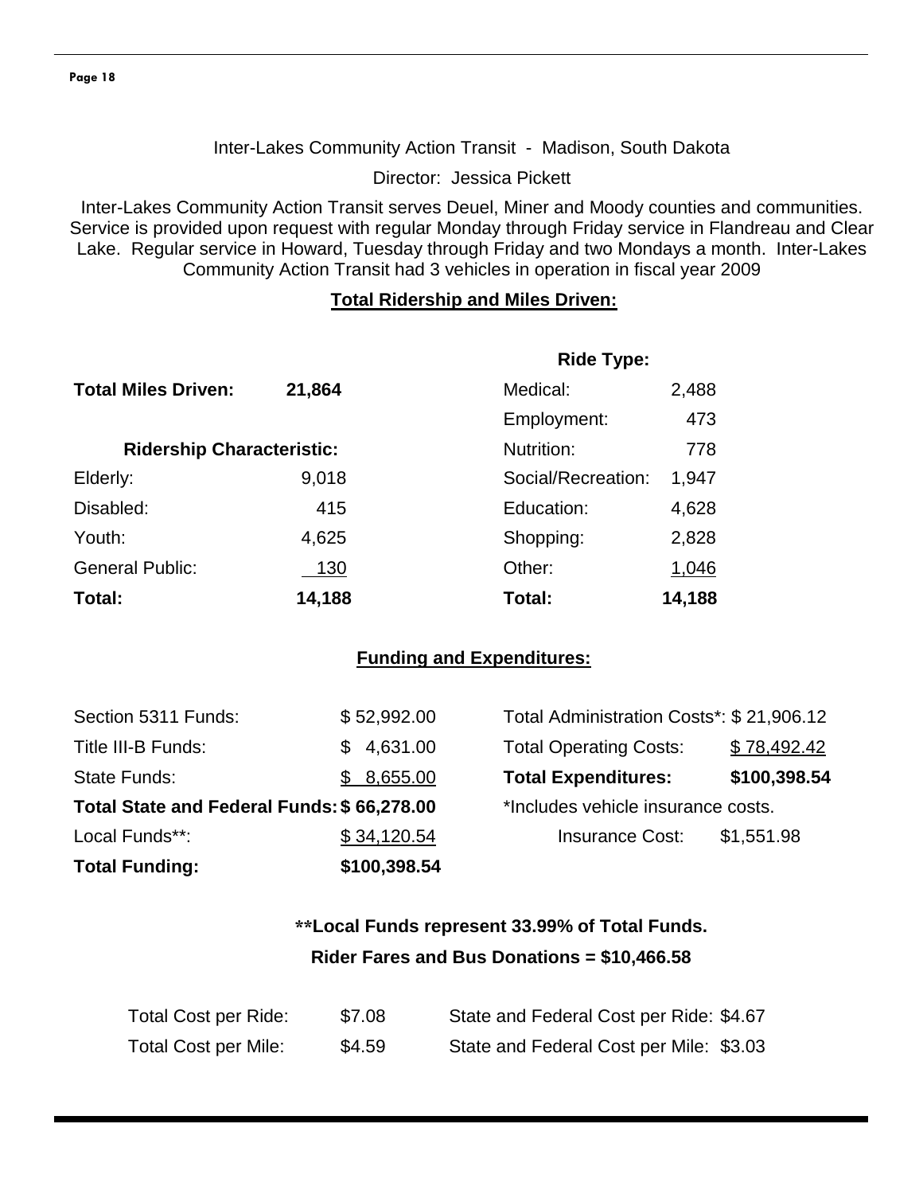Inter-Lakes Community Action Transit - Madison, South Dakota

Director: Jessica Pickett

Inter-Lakes Community Action Transit serves Deuel, Miner and Moody counties and communities. Service is provided upon request with regular Monday through Friday service in Flandreau and Clear Lake. Regular service in Howard, Tuesday through Friday and two Mondays a month. Inter-Lakes Community Action Transit had 3 vehicles in operation in fiscal year 2009

## Total Ridership and Miles Driven:

**Total Miles Driven:** **21,864**

| Ridership Characteristic: | |
|---|---|
| Elderly: | 9,018 |
| Disabled: | 415 |
| Youth: | 4,625 |
| General Public: | 130 |
| **Total:** | **14,188** |

| Ride Type: | |
|---|---|
| Medical: | 2,488 |
| Employment: | 473 |
| Nutrition: | 778 |
| Social/Recreation: | 1,947 |
| Education: | 4,628 |
| Shopping: | 2,828 |
| Other: | 1,046 |
| **Total:** | **14,188** |

## Funding and Expenditures:

| | |
|---|---|
| Section 5311 Funds: | $ 52,992.00 |
| Title III-B Funds: | $ 4,631.00 |
| State Funds: | $ 8,655.00 |
| **Total State and Federal Funds:** | **$ 66,278.00** |
| Local Funds**: | $ 34,120.54 |
| **Total Funding:** | **$100,398.54** |

| | |
|---|---|
| Total Administration Costs*: | $ 21,906.12 |
| Total Operating Costs: | $ 78,492.42 |
| **Total Expenditures:** | **$100,398.54** |

*Includes vehicle insurance costs.

Insurance Cost: $1,551.98

**\*\*Local Funds represent 33.99% of Total Funds.**

**Rider Fares and Bus Donations = $10,466.58**

| | | | |
|---|---|---|---|
| Total Cost per Ride: | $7.08 | State and Federal Cost per Ride: | $4.67 |
| Total Cost per Mile: | $4.59 | State and Federal Cost per Mile: | $3.03 |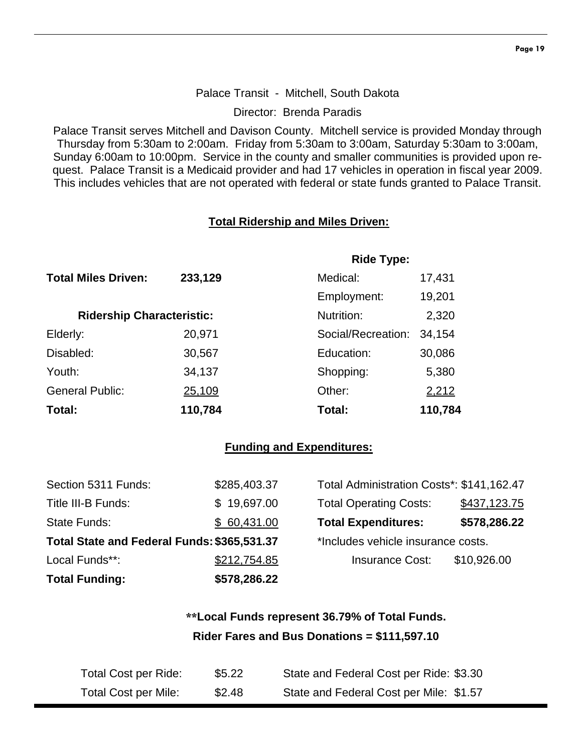Palace Transit - Mitchell, South Dakota

Director: Brenda Paradis

Palace Transit serves Mitchell and Davison County. Mitchell service is provided Monday through Thursday from 5:30am to 2:00am. Friday from 5:30am to 3:00am, Saturday 5:30am to 3:00am, Sunday 6:00am to 10:00pm. Service in the county and smaller communities is provided upon request. Palace Transit is a Medicaid provider and had 17 vehicles in operation in fiscal year 2009. This includes vehicles that are not operated with federal or state funds granted to Palace Transit.

## Total Ridership and Miles Driven:

| | | Ride Type: | |
|---|---|---|---|
| **Total Miles Driven:** | **233,129** | Medical: | 17,431 |
| | | Employment: | 19,201 |
| **Ridership Characteristic:** | | Nutrition: | 2,320 |
| Elderly: | 20,971 | Social/Recreation: | 34,154 |
| Disabled: | 30,567 | Education: | 30,086 |
| Youth: | 34,137 | Shopping: | 5,380 |
| General Public: | 25,109 | Other: | 2,212 |
| **Total:** | **110,784** | **Total:** | **110,784** |

## Funding and Expenditures:

| | | | |
|---|---|---|---|
| Section 5311 Funds: | $285,403.37 | Total Administration Costs*: | $141,162.47 |
| Title III-B Funds: | $ 19,697.00 | Total Operating Costs: | $437,123.75 |
| State Funds: | $ 60,431.00 | **Total Expenditures:** | **$578,286.22** |
| **Total State and Federal Funds:** | **$365,531.37** | *Includes vehicle insurance costs. | |
| Local Funds**: | $212,754.85 | Insurance Cost: | $10,926.00 |
| **Total Funding:** | **$578,286.22** | | |

**\*\*Local Funds represent 36.79% of Total Funds.**

**Rider Fares and Bus Donations = $111,597.10**

| | | | |
|---|---|---|---|
| Total Cost per Ride: | $5.22 | State and Federal Cost per Ride: | $3.30 |
| Total Cost per Mile: | $2.48 | State and Federal Cost per Mile: | $1.57 |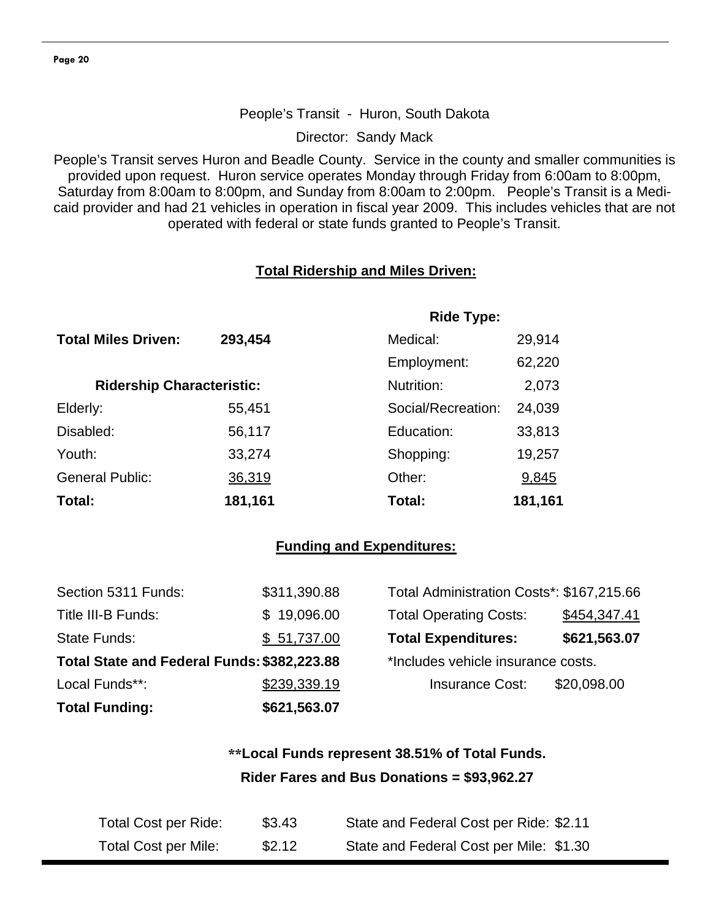People's Transit - Huron, South Dakota

Director: Sandy Mack

People's Transit serves Huron and Beadle County. Service in the county and smaller communities is provided upon request. Huron service operates Monday through Friday from 6:00am to 8:00pm, Saturday from 8:00am to 8:00pm, and Sunday from 8:00am to 2:00pm. People's Transit is a Medicaid provider and had 21 vehicles in operation in fiscal year 2009. This includes vehicles that are not operated with federal or state funds granted to People's Transit.

## Total Ridership and Miles Driven:

**Total Miles Driven:** **293,454**

| Ridership Characteristic: | |
|---|---|
| Elderly: | 55,451 |
| Disabled: | 56,117 |
| Youth: | 33,274 |
| General Public: | 36,319 |
| **Total:** | **181,161** |

| Ride Type: | |
|---|---|
| Medical: | 29,914 |
| Employment: | 62,220 |
| Nutrition: | 2,073 |
| Social/Recreation: | 24,039 |
| Education: | 33,813 |
| Shopping: | 19,257 |
| Other: | 9,845 |
| **Total:** | **181,161** |

## Funding and Expenditures:

| Funding | |
|---|---|
| Section 5311 Funds: | $311,390.88 |
| Title III-B Funds: | $ 19,096.00 |
| State Funds: | $ 51,737.00 |
| **Total State and Federal Funds:** | **$382,223.88** |
| Local Funds**: | $239,339.19 |
| **Total Funding:** | **$621,563.07** |

| Expenditures | |
|---|---|
| Total Administration Costs*: | $167,215.66 |
| Total Operating Costs: | $454,347.41 |
| **Total Expenditures:** | **$621,563.07** |

*Includes vehicle insurance costs.

Insurance Cost: $20,098.00

**\*\*Local Funds represent 38.51% of Total Funds.**

**Rider Fares and Bus Donations = $93,962.27**

| | | | |
|---|---|---|---|
| Total Cost per Ride: | $3.43 | State and Federal Cost per Ride: | $2.11 |
| Total Cost per Mile: | $2.12 | State and Federal Cost per Mile: | $1.30 |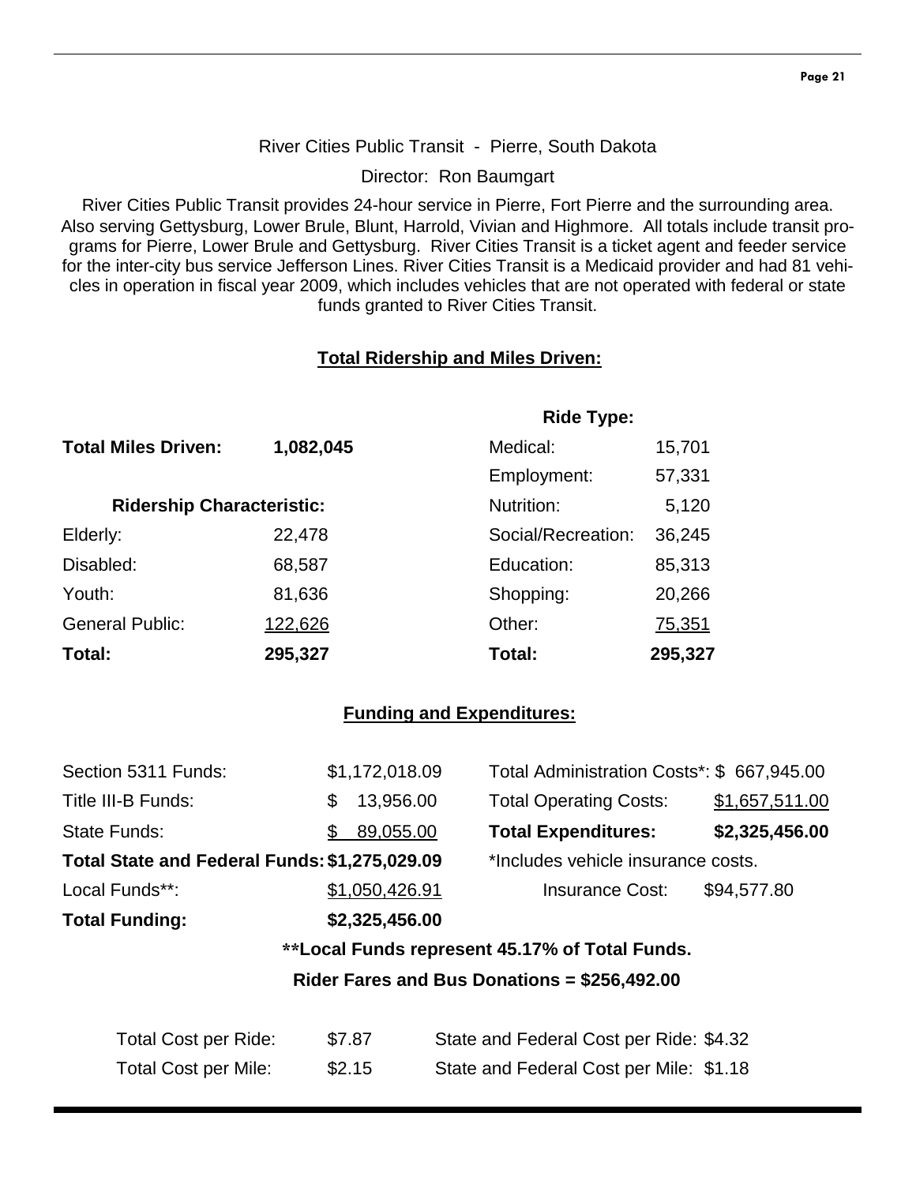River Cities Public Transit - Pierre, South Dakota

Director: Ron Baumgart

River Cities Public Transit provides 24-hour service in Pierre, Fort Pierre and the surrounding area. Also serving Gettysburg, Lower Brule, Blunt, Harrold, Vivian and Highmore. All totals include transit programs for Pierre, Lower Brule and Gettysburg. River Cities Transit is a ticket agent and feeder service for the inter-city bus service Jefferson Lines. River Cities Transit is a Medicaid provider and had 81 vehicles in operation in fiscal year 2009, which includes vehicles that are not operated with federal or state funds granted to River Cities Transit.

## Total Ridership and Miles Driven:

**Total Miles Driven:** **1,082,045**

| **Ridership Characteristic:** | |
|---|---|
| Elderly: | 22,478 |
| Disabled: | 68,587 |
| Youth: | 81,636 |
| General Public: | 122,626 |
| **Total:** | **295,327** |

| **Ride Type:** | |
|---|---|
| Medical: | 15,701 |
| Employment: | 57,331 |
| Nutrition: | 5,120 |
| Social/Recreation: | 36,245 |
| Education: | 85,313 |
| Shopping: | 20,266 |
| Other: | 75,351 |
| **Total:** | **295,327** |

## Funding and Expenditures:

| | |
|---|---|
| Section 5311 Funds: | $1,172,018.09 |
| Title III-B Funds: | $ 13,956.00 |
| State Funds: | $ 89,055.00 |
| **Total State and Federal Funds:** | **$1,275,029.09** |
| Local Funds**: | $1,050,426.91 |
| **Total Funding:** | **$2,325,456.00** |

| | |
|---|---|
| Total Administration Costs*: | $ 667,945.00 |
| Total Operating Costs: | $1,657,511.00 |
| **Total Expenditures:** | **$2,325,456.00** |

*Includes vehicle insurance costs.

Insurance Cost: $94,577.80

**\*\*Local Funds represent 45.17% of Total Funds.**

**Rider Fares and Bus Donations = $256,492.00**

| | | | |
|---|---|---|---|
| Total Cost per Ride: | $7.87 | State and Federal Cost per Ride: | $4.32 |
| Total Cost per Mile: | $2.15 | State and Federal Cost per Mile: | $1.18 |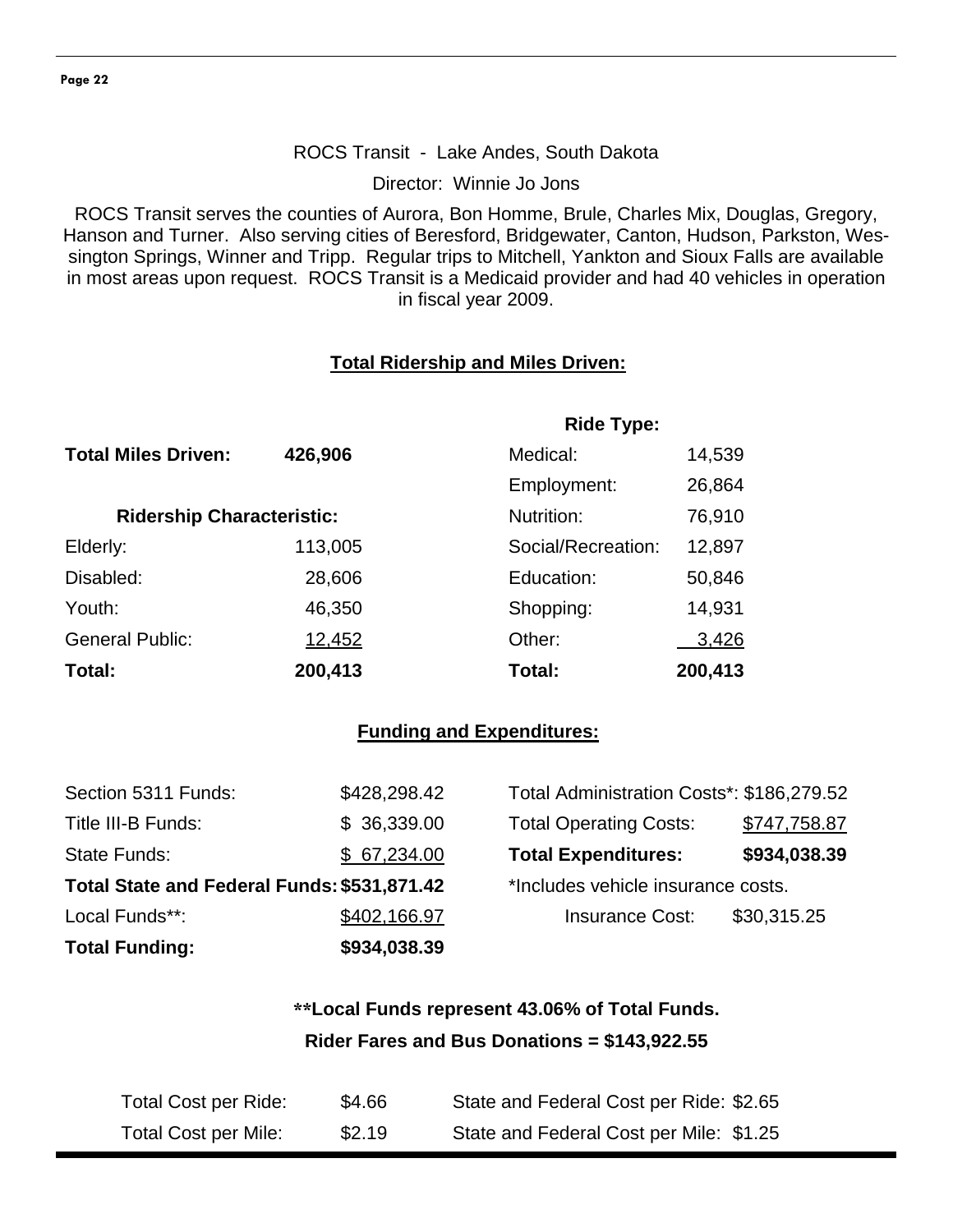ROCS Transit - Lake Andes, South Dakota

Director: Winnie Jo Jons

ROCS Transit serves the counties of Aurora, Bon Homme, Brule, Charles Mix, Douglas, Gregory, Hanson and Turner. Also serving cities of Beresford, Bridgewater, Canton, Hudson, Parkston, Wessington Springs, Winner and Tripp. Regular trips to Mitchell, Yankton and Sioux Falls are available in most areas upon request. ROCS Transit is a Medicaid provider and had 40 vehicles in operation in fiscal year 2009.

## Total Ridership and Miles Driven:

**Total Miles Driven: 426,906**

| Ridership Characteristic: | |
|---|---|
| Elderly: | 113,005 |
| Disabled: | 28,606 |
| Youth: | 46,350 |
| General Public: | 12,452 |
| **Total:** | **200,413** |

| Ride Type: | |
|---|---|
| Medical: | 14,539 |
| Employment: | 26,864 |
| Nutrition: | 76,910 |
| Social/Recreation: | 12,897 |
| Education: | 50,846 |
| Shopping: | 14,931 |
| Other: | 3,426 |
| **Total:** | **200,413** |

## Funding and Expenditures:

| | |
|---|---|
| Section 5311 Funds: | $428,298.42 |
| Title III-B Funds: | $ 36,339.00 |
| State Funds: | $ 67,234.00 |
| **Total State and Federal Funds:** | **$531,871.42** |
| Local Funds**: | $402,166.97 |
| **Total Funding:** | **$934,038.39** |

| | |
|---|---|
| Total Administration Costs*: | $186,279.52 |
| Total Operating Costs: | $747,758.87 |
| **Total Expenditures:** | **$934,038.39** |

*Includes vehicle insurance costs.

Insurance Cost: $30,315.25

**\*\*Local Funds represent 43.06% of Total Funds.**

**Rider Fares and Bus Donations = $143,922.55**

| | | | |
|---|---|---|---|
| Total Cost per Ride: | $4.66 | State and Federal Cost per Ride: | $2.65 |
| Total Cost per Mile: | $2.19 | State and Federal Cost per Mile: | $1.25 |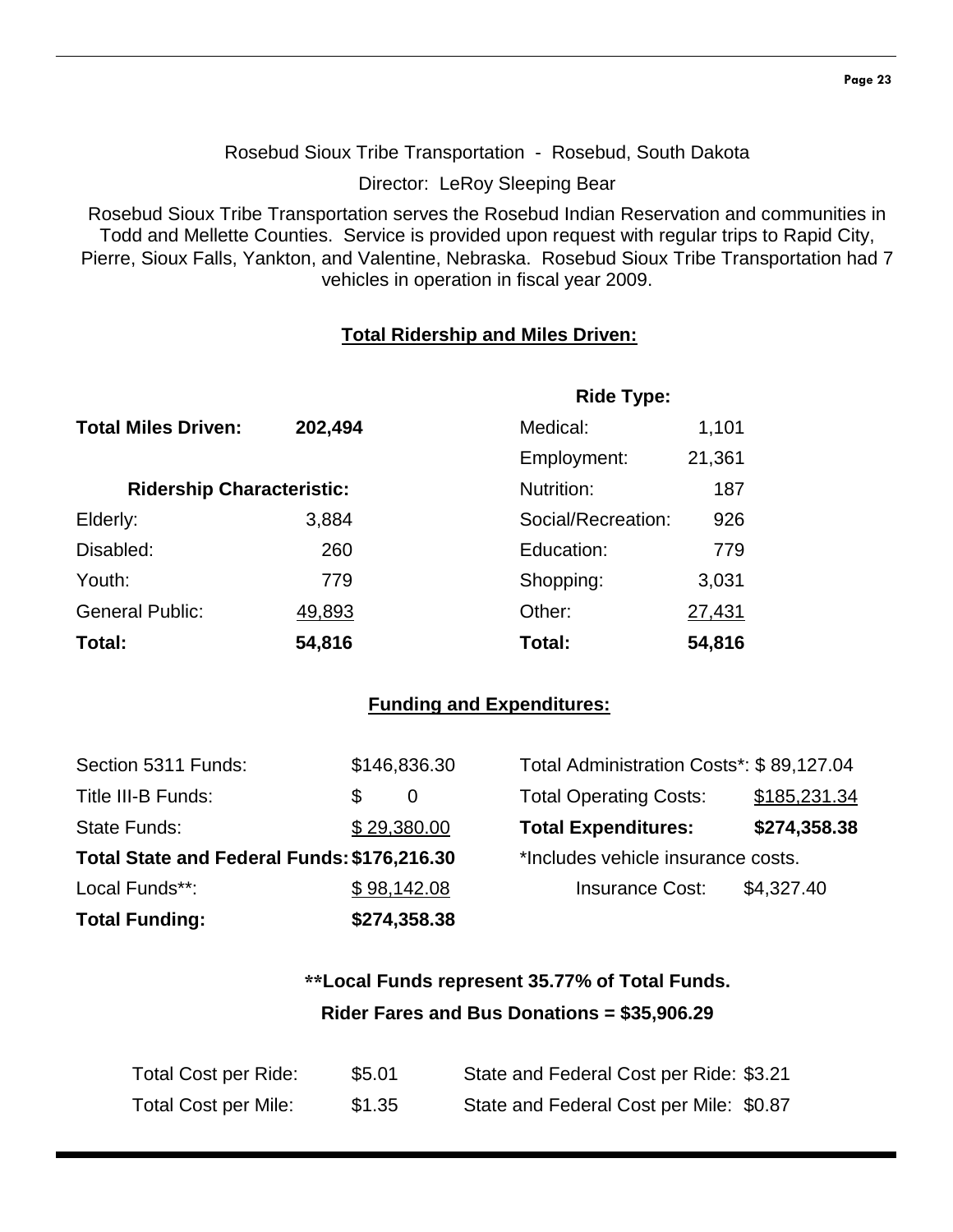Rosebud Sioux Tribe Transportation - Rosebud, South Dakota

Director: LeRoy Sleeping Bear

Rosebud Sioux Tribe Transportation serves the Rosebud Indian Reservation and communities in Todd and Mellette Counties. Service is provided upon request with regular trips to Rapid City, Pierre, Sioux Falls, Yankton, and Valentine, Nebraska. Rosebud Sioux Tribe Transportation had 7 vehicles in operation in fiscal year 2009.

## Total Ridership and Miles Driven:

**Total Miles Driven:** **202,494**

| Ridership Characteristic: | | Ride Type: | |
|---|---|---|---|
| Elderly: | 3,884 | Medical: | 1,101 |
| Disabled: | 260 | Employment: | 21,361 |
| Youth: | 779 | Nutrition: | 187 |
| General Public: | 49,893 | Social/Recreation: | 926 |
| | | Education: | 779 |
| | | Shopping: | 3,031 |
| | | Other: | 27,431 |
| **Total:** | **54,816** | **Total:** | **54,816** |

## Funding and Expenditures:

| | |
|---|---|
| Section 5311 Funds: | $146,836.30 |
| Title III-B Funds: | $ 0 |
| State Funds: | $ 29,380.00 |
| **Total State and Federal Funds:** | **$176,216.30** |
| Local Funds**: | $ 98,142.08 |
| **Total Funding:** | **$274,358.38** |

| | |
|---|---|
| Total Administration Costs*: | $ 89,127.04 |
| Total Operating Costs: | $185,231.34 |
| **Total Expenditures:** | **$274,358.38** |

*Includes vehicle insurance costs.

Insurance Cost: $4,327.40

**\*\*Local Funds represent 35.77% of Total Funds.**

**Rider Fares and Bus Donations = $35,906.29**

| | | | |
|---|---|---|---|
| Total Cost per Ride: | $5.01 | State and Federal Cost per Ride: | $3.21 |
| Total Cost per Mile: | $1.35 | State and Federal Cost per Mile: | $0.87 |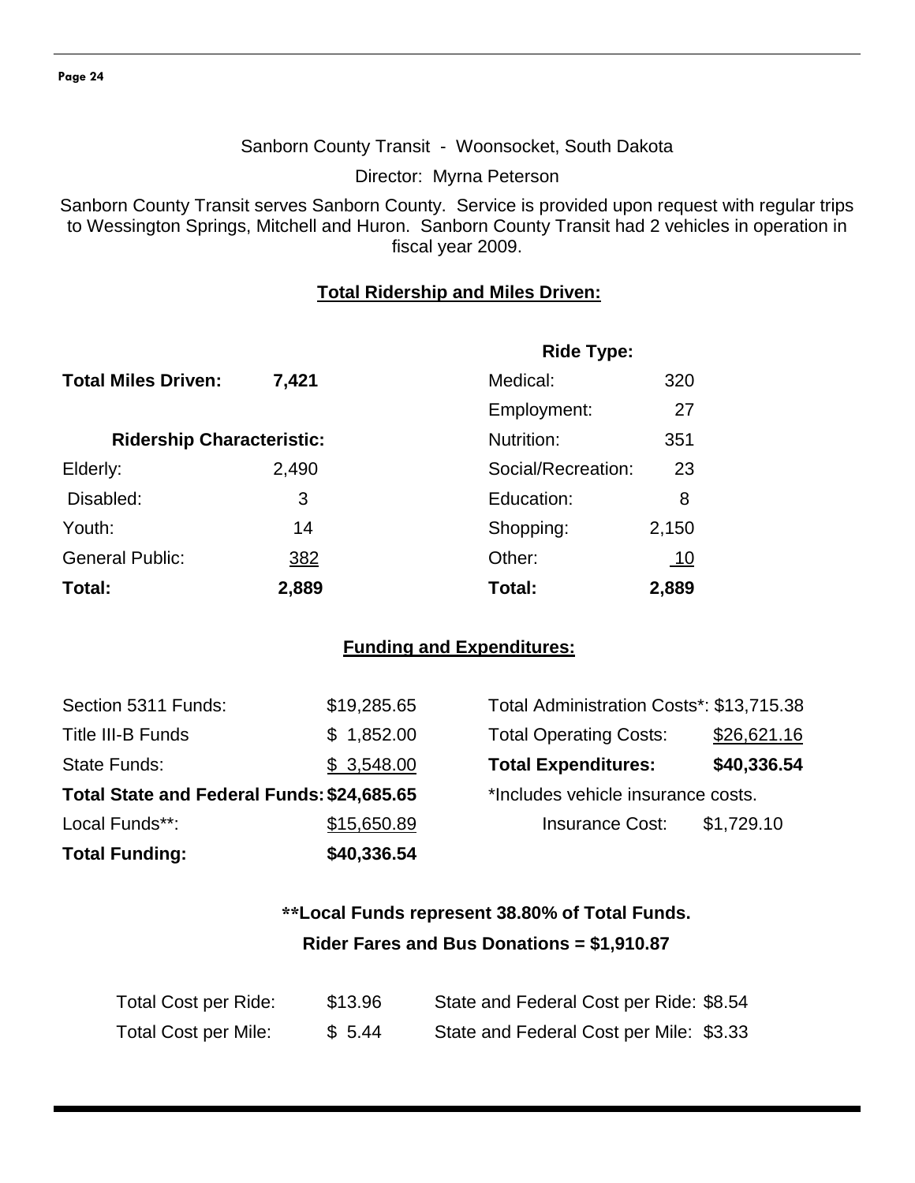Sanborn County Transit - Woonsocket, South Dakota

Director: Myrna Peterson

Sanborn County Transit serves Sanborn County. Service is provided upon request with regular trips to Wessington Springs, Mitchell and Huron. Sanborn County Transit had 2 vehicles in operation in fiscal year 2009.

**Total Ridership and Miles Driven:**

**Total Miles Driven:** **7,421**

| **Ridership Characteristic:** | | **Ride Type:** | |
|---|---|---|---|
| Elderly: | 2,490 | Medical: | 320 |
| Disabled: | 3 | Employment: | 27 |
| Youth: | 14 | Nutrition: | 351 |
| General Public: | 382 | Social/Recreation: | 23 |
| | | Education: | 8 |
| | | Shopping: | 2,150 |
| | | Other: | 10 |
| **Total:** | **2,889** | **Total:** | **2,889** |

**Funding and Expenditures:**

| | | | |
|---|---|---|---|
| Section 5311 Funds: | $19,285.65 | Total Administration Costs*: | $13,715.38 |
| Title III-B Funds | $ 1,852.00 | Total Operating Costs: | $26,621.16 |
| State Funds: | $ 3,548.00 | **Total Expenditures:** | **$40,336.54** |
| **Total State and Federal Funds:** | **$24,685.65** | *Includes vehicle insurance costs. | |
| Local Funds**: | $15,650.89 | Insurance Cost: | $1,729.10 |
| **Total Funding:** | **$40,336.54** | | |

**\*\*Local Funds represent 38.80% of Total Funds.**

**Rider Fares and Bus Donations = $1,910.87**

| | | | |
|---|---|---|---|
| Total Cost per Ride: | $13.96 | State and Federal Cost per Ride: | $8.54 |
| Total Cost per Mile: | $ 5.44 | State and Federal Cost per Mile: | $3.33 |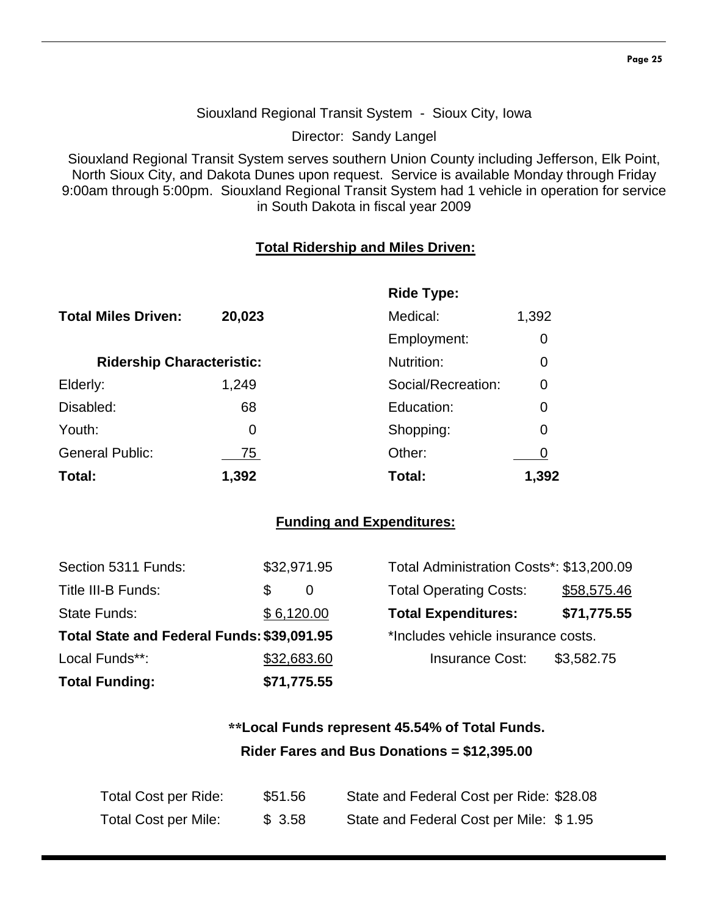Siouxland Regional Transit System - Sioux City, Iowa

Director: Sandy Langel

Siouxland Regional Transit System serves southern Union County including Jefferson, Elk Point, North Sioux City, and Dakota Dunes upon request. Service is available Monday through Friday 9:00am through 5:00pm. Siouxland Regional Transit System had 1 vehicle in operation for service in South Dakota in fiscal year 2009

## Total Ridership and Miles Driven:

**Total Miles Driven:** **20,023**

| **Ridership Characteristic:** | | **Ride Type:** | |
|---|---|---|---|
| Elderly: | 1,249 | Medical: | 1,392 |
| Disabled: | 68 | Employment: | 0 |
| Youth: | 0 | Nutrition: | 0 |
| General Public: | 75 | Social/Recreation: | 0 |
| | | Education: | 0 |
| | | Shopping: | 0 |
| | | Other: | 0 |
| **Total:** | **1,392** | **Total:** | **1,392** |

## Funding and Expenditures:

| | |
|---|---|
| Section 5311 Funds: | $32,971.95 |
| Title III-B Funds: | $ 0 |
| State Funds: | $ 6,120.00 |
| **Total State and Federal Funds:** | **$39,091.95** |
| Local Funds**: | $32,683.60 |
| **Total Funding:** | **$71,775.55** |

| | |
|---|---|
| Total Administration Costs*: | $13,200.09 |
| Total Operating Costs: | $58,575.46 |
| **Total Expenditures:** | **$71,775.55** |

*Includes vehicle insurance costs.

Insurance Cost: $3,582.75

**\*\*Local Funds represent 45.54% of Total Funds.**

**Rider Fares and Bus Donations = $12,395.00**

| | | | |
|---|---|---|---|
| Total Cost per Ride: | $51.56 | State and Federal Cost per Ride: | $28.08 |
| Total Cost per Mile: | $ 3.58 | State and Federal Cost per Mile: | $ 1.95 |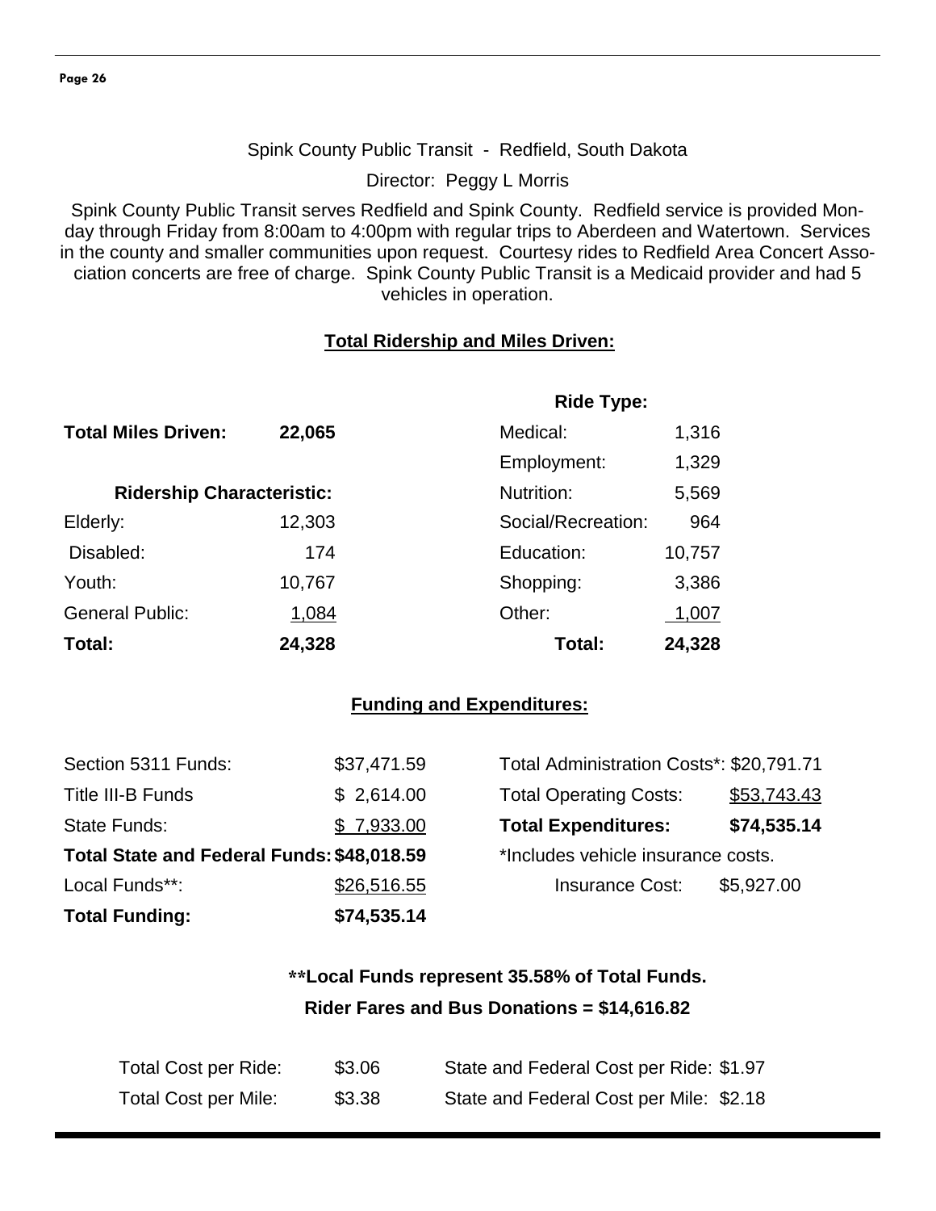## Spink County Public Transit - Redfield, South Dakota

Director: Peggy L Morris

Spink County Public Transit serves Redfield and Spink County. Redfield service is provided Monday through Friday from 8:00am to 4:00pm with regular trips to Aberdeen and Watertown. Services in the county and smaller communities upon request. Courtesy rides to Redfield Area Concert Association concerts are free of charge. Spink County Public Transit is a Medicaid provider and had 5 vehicles in operation.

### Total Ridership and Miles Driven:

**Total Miles Driven: 22,065**

| Ridership Characteristic: | |
|---|---|
| Elderly: | 12,303 |
| Disabled: | 174 |
| Youth: | 10,767 |
| General Public: | 1,084 |
| **Total:** | **24,328** |

| Ride Type: | |
|---|---|
| Medical: | 1,316 |
| Employment: | 1,329 |
| Nutrition: | 5,569 |
| Social/Recreation: | 964 |
| Education: | 10,757 |
| Shopping: | 3,386 |
| Other: | 1,007 |
| **Total:** | **24,328** |

### Funding and Expenditures:

| | |
|---|---|
| Section 5311 Funds: | $37,471.59 |
| Title III-B Funds | $ 2,614.00 |
| State Funds: | $ 7,933.00 |
| **Total State and Federal Funds:** | **$48,018.59** |
| Local Funds**: | $26,516.55 |
| **Total Funding:** | **$74,535.14** |

| | |
|---|---|
| Total Administration Costs*: | $20,791.71 |
| Total Operating Costs: | $53,743.43 |
| **Total Expenditures:** | **$74,535.14** |

*Includes vehicle insurance costs.

Insurance Cost: $5,927.00

**\*\*Local Funds represent 35.58% of Total Funds.**

**Rider Fares and Bus Donations = $14,616.82**

| | | | |
|---|---|---|---|
| Total Cost per Ride: | $3.06 | State and Federal Cost per Ride: | $1.97 |
| Total Cost per Mile: | $3.38 | State and Federal Cost per Mile: | $2.18 |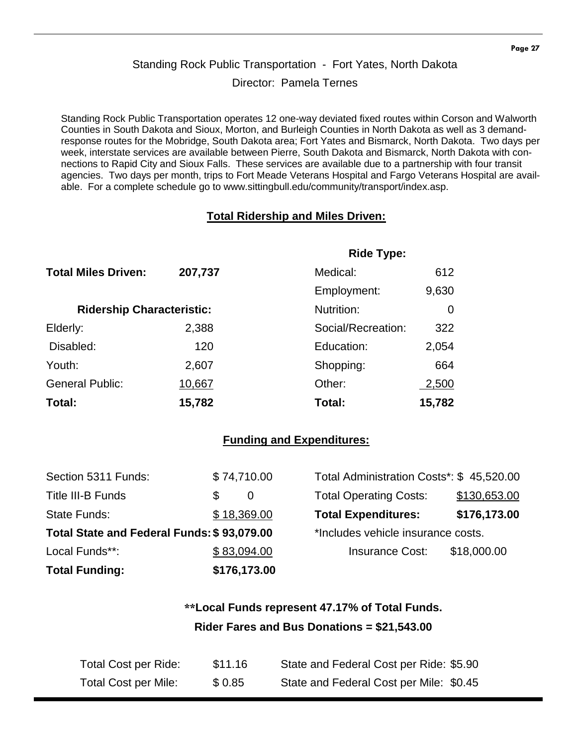## Standing Rock Public Transportation - Fort Yates, North Dakota

Director: Pamela Ternes

Standing Rock Public Transportation operates 12 one-way deviated fixed routes within Corson and Walworth Counties in South Dakota and Sioux, Morton, and Burleigh Counties in North Dakota as well as 3 demand-response routes for the Mobridge, South Dakota area; Fort Yates and Bismarck, North Dakota. Two days per week, interstate services are available between Pierre, South Dakota and Bismarck, North Dakota with connections to Rapid City and Sioux Falls. These services are available due to a partnership with four transit agencies. Two days per month, trips to Fort Meade Veterans Hospital and Fargo Veterans Hospital are available. For a complete schedule go to www.sittingbull.edu/community/transport/index.asp.

### Total Ridership and Miles Driven:

**Total Miles Driven:** **207,737**

| Ridership Characteristic: | | Ride Type: | |
|---|---|---|---|
| Elderly: | 2,388 | Medical: | 612 |
| Disabled: | 120 | Employment: | 9,630 |
| Youth: | 2,607 | Nutrition: | 0 |
| General Public: | 10,667 | Social/Recreation: | 322 |
| | | Education: | 2,054 |
| | | Shopping: | 664 |
| | | Other: | 2,500 |
| **Total:** | **15,782** | **Total:** | **15,782** |

### Funding and Expenditures:

| | |
|---|---|
| Section 5311 Funds: | $ 74,710.00 |
| Title III-B Funds | $ 0 |
| State Funds: | $ 18,369.00 |
| **Total State and Federal Funds:** | **$ 93,079.00** |
| Local Funds**: | $ 83,094.00 |
| **Total Funding:** | **$176,173.00** |

| | |
|---|---|
| Total Administration Costs*: | $ 45,520.00 |
| Total Operating Costs: | $130,653.00 |
| **Total Expenditures:** | **$176,173.00** |

*Includes vehicle insurance costs.

Insurance Cost: $18,000.00

**\*\*Local Funds represent 47.17% of Total Funds.**

**Rider Fares and Bus Donations = $21,543.00**

| | | | |
|---|---|---|---|
| Total Cost per Ride: | $11.16 | State and Federal Cost per Ride: | $5.90 |
| Total Cost per Mile: | $ 0.85 | State and Federal Cost per Mile: | $0.45 |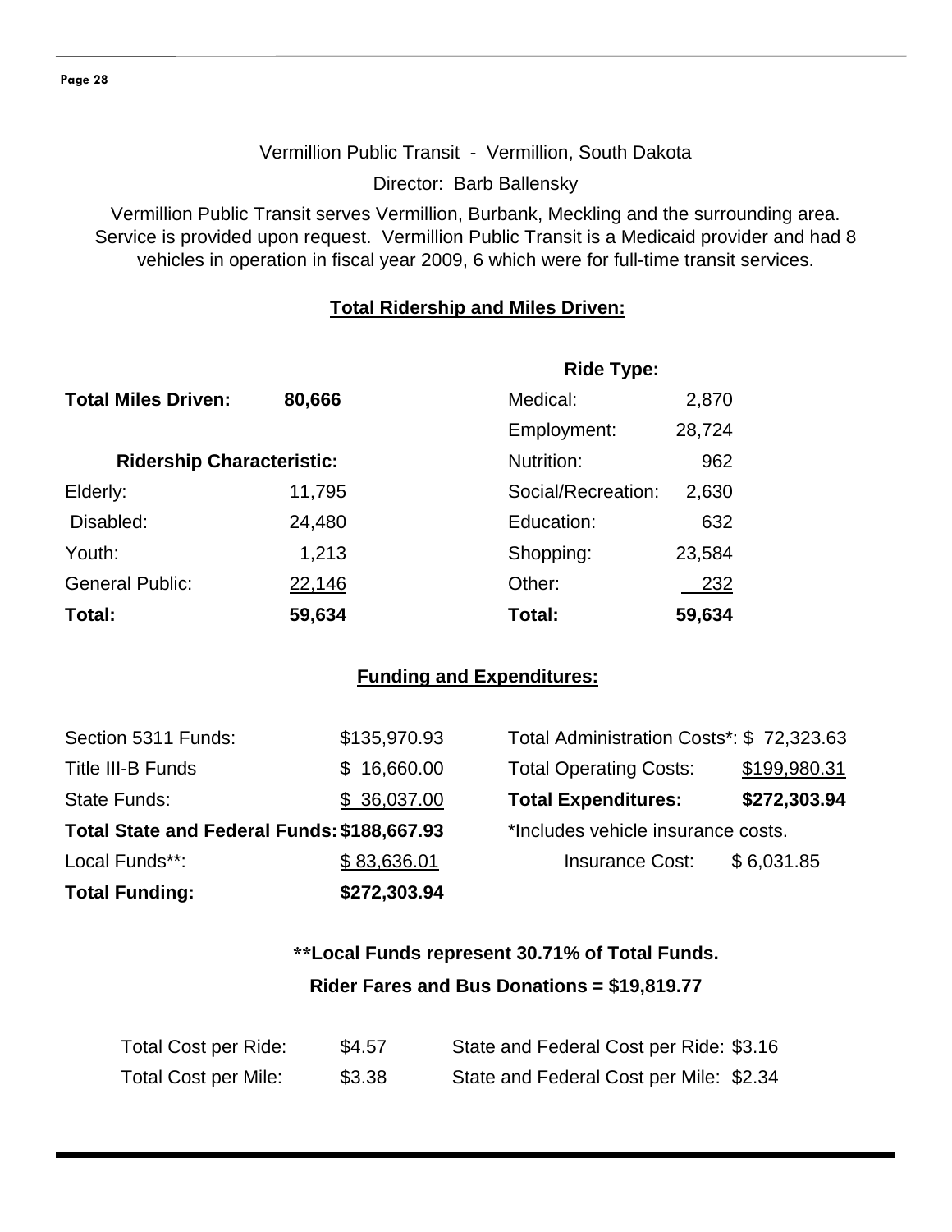Vermillion Public Transit - Vermillion, South Dakota

Director: Barb Ballensky

Vermillion Public Transit serves Vermillion, Burbank, Meckling and the surrounding area. Service is provided upon request. Vermillion Public Transit is a Medicaid provider and had 8 vehicles in operation in fiscal year 2009, 6 which were for full-time transit services.

## Total Ridership and Miles Driven:

**Total Miles Driven:** **80,666**

| Ridership Characteristic: | |
|---|---|
| Elderly: | 11,795 |
| Disabled: | 24,480 |
| Youth: | 1,213 |
| General Public: | 22,146 |
| **Total:** | **59,634** |

| Ride Type: | |
|---|---|
| Medical: | 2,870 |
| Employment: | 28,724 |
| Nutrition: | 962 |
| Social/Recreation: | 2,630 |
| Education: | 632 |
| Shopping: | 23,584 |
| Other: | 232 |
| **Total:** | **59,634** |

## Funding and Expenditures:

| | |
|---|---|
| Section 5311 Funds: | $135,970.93 |
| Title III-B Funds | $ 16,660.00 |
| State Funds: | $ 36,037.00 |
| **Total State and Federal Funds:** | **$188,667.93** |
| Local Funds**: | $ 83,636.01 |
| **Total Funding:** | **$272,303.94** |

| | |
|---|---|
| Total Administration Costs*: | $ 72,323.63 |
| Total Operating Costs: | $199,980.31 |
| **Total Expenditures:** | **$272,303.94** |

*Includes vehicle insurance costs.

Insurance Cost: $ 6,031.85

**\*\*Local Funds represent 30.71% of Total Funds.**

**Rider Fares and Bus Donations = $19,819.77**

| | | | |
|---|---|---|---|
| Total Cost per Ride: | $4.57 | State and Federal Cost per Ride: | $3.16 |
| Total Cost per Mile: | $3.38 | State and Federal Cost per Mile: | $2.34 |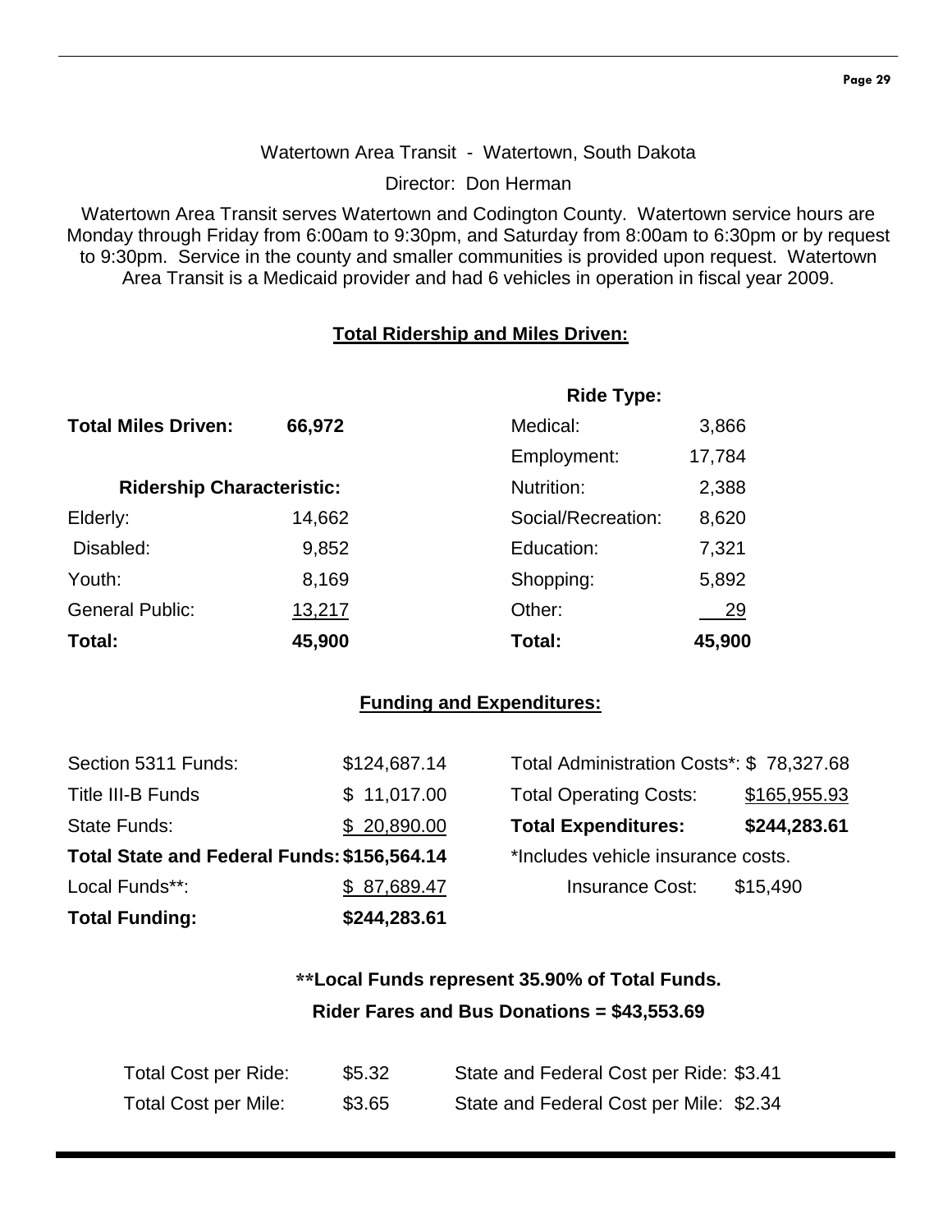Watertown Area Transit - Watertown, South Dakota

Director: Don Herman

Watertown Area Transit serves Watertown and Codington County. Watertown service hours are Monday through Friday from 6:00am to 9:30pm, and Saturday from 8:00am to 6:30pm or by request to 9:30pm. Service in the county and smaller communities is provided upon request. Watertown Area Transit is a Medicaid provider and had 6 vehicles in operation in fiscal year 2009.

## Total Ridership and Miles Driven:

**Total Miles Driven:** **66,972**

| **Ridership Characteristic:** | |
|---|---|
| Elderly: | 14,662 |
| Disabled: | 9,852 |
| Youth: | 8,169 |
| General Public: | 13,217 |
| **Total:** | **45,900** |

| **Ride Type:** | |
|---|---|
| Medical: | 3,866 |
| Employment: | 17,784 |
| Nutrition: | 2,388 |
| Social/Recreation: | 8,620 |
| Education: | 7,321 |
| Shopping: | 5,892 |
| Other: | 29 |
| **Total:** | **45,900** |

## Funding and Expenditures:

| | |
|---|---|
| Section 5311 Funds: | $124,687.14 |
| Title III-B Funds | $ 11,017.00 |
| State Funds: | $ 20,890.00 |
| **Total State and Federal Funds:** | **$156,564.14** |
| Local Funds**: | $ 87,689.47 |
| **Total Funding:** | **$244,283.61** |

| | |
|---|---|
| Total Administration Costs*: | $ 78,327.68 |
| Total Operating Costs: | $165,955.93 |
| **Total Expenditures:** | **$244,283.61** |

*Includes vehicle insurance costs.

Insurance Cost: $15,490

**\*\*Local Funds represent 35.90% of Total Funds.**

**Rider Fares and Bus Donations = $43,553.69**

| | | | |
|---|---|---|---|
| Total Cost per Ride: | $5.32 | State and Federal Cost per Ride: | $3.41 |
| Total Cost per Mile: | $3.65 | State and Federal Cost per Mile: | $2.34 |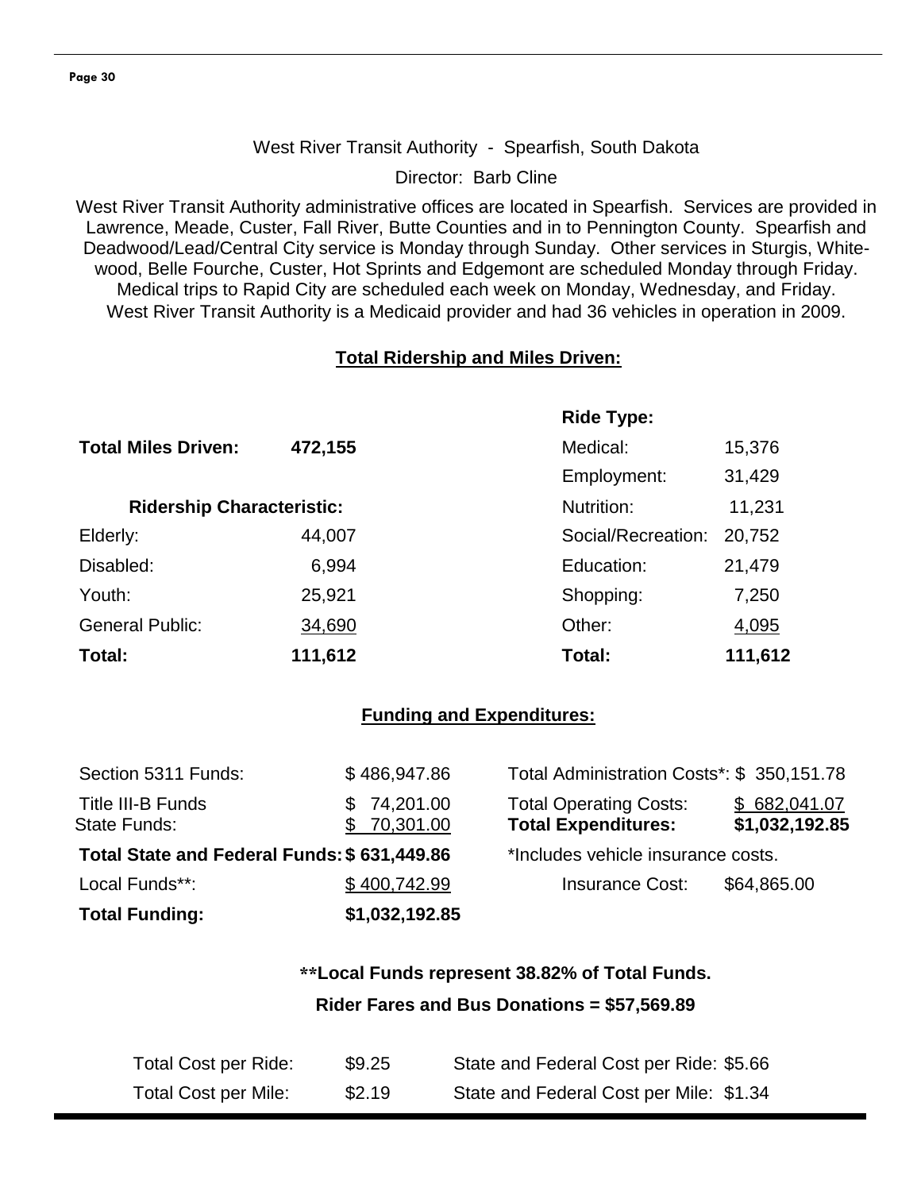West River Transit Authority - Spearfish, South Dakota

Director: Barb Cline

West River Transit Authority administrative offices are located in Spearfish. Services are provided in Lawrence, Meade, Custer, Fall River, Butte Counties and in to Pennington County. Spearfish and Deadwood/Lead/Central City service is Monday through Sunday. Other services in Sturgis, Whitewood, Belle Fourche, Custer, Hot Sprints and Edgemont are scheduled Monday through Friday. Medical trips to Rapid City are scheduled each week on Monday, Wednesday, and Friday. West River Transit Authority is a Medicaid provider and had 36 vehicles in operation in 2009.

## Total Ridership and Miles Driven:

**Total Miles Driven: 472,155**

| Ridership Characteristic: | | Ride Type: | |
|---|---|---|---|
| Elderly: | 44,007 | Medical: | 15,376 |
| Disabled: | 6,994 | Employment: | 31,429 |
| Youth: | 25,921 | Nutrition: | 11,231 |
| General Public: | 34,690 | Social/Recreation: | 20,752 |
| | | Education: | 21,479 |
| | | Shopping: | 7,250 |
| | | Other: | 4,095 |
| **Total:** | **111,612** | **Total:** | **111,612** |

## Funding and Expenditures:

| | | | |
|---|---|---|---|
| Section 5311 Funds: | $ 486,947.86 | Total Administration Costs*: | $ 350,151.78 |
| Title III-B Funds | $ 74,201.00 | Total Operating Costs: | $ 682,041.07 |
| State Funds: | $ 70,301.00 | **Total Expenditures:** | **$1,032,192.85** |
| **Total State and Federal Funds:** | **$ 631,449.86** | *Includes vehicle insurance costs. | |
| Local Funds**: | $ 400,742.99 | Insurance Cost: | $64,865.00 |
| **Total Funding:** | **$1,032,192.85** | | |

**\*\*Local Funds represent 38.82% of Total Funds.**

**Rider Fares and Bus Donations = $57,569.89**

| | | | |
|---|---|---|---|
| Total Cost per Ride: | $9.25 | State and Federal Cost per Ride: | $5.66 |
| Total Cost per Mile: | $2.19 | State and Federal Cost per Mile: | $1.34 |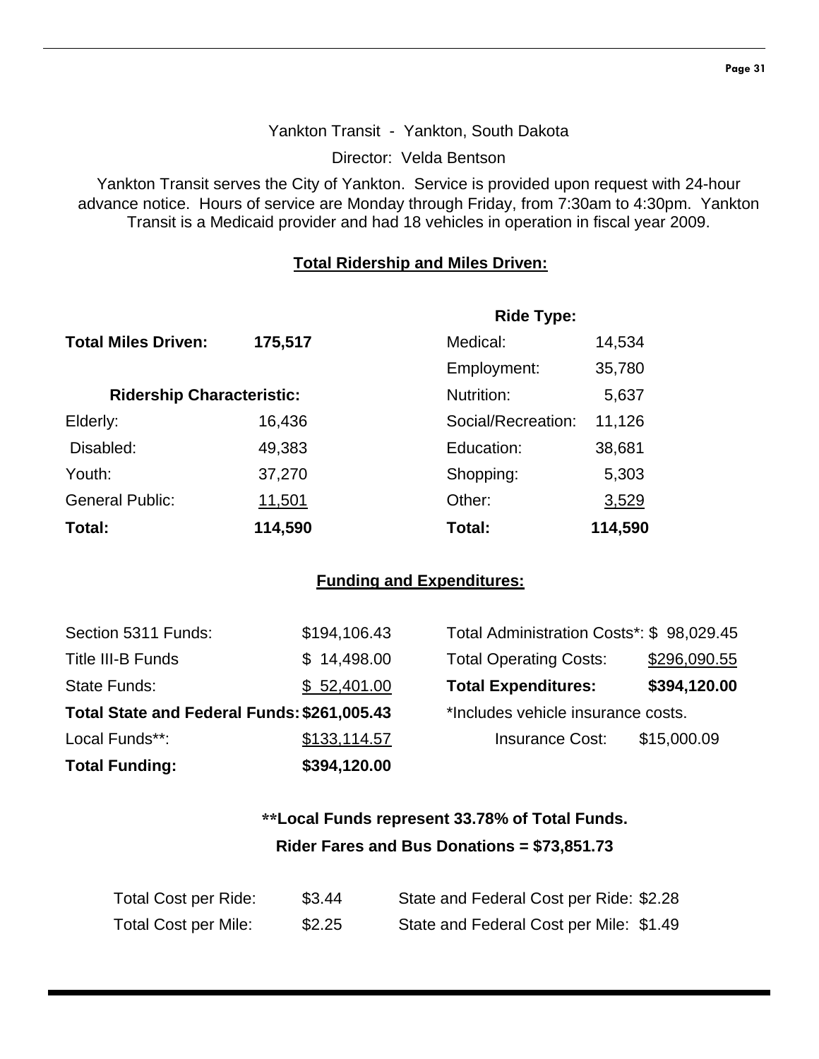Yankton Transit - Yankton, South Dakota

Director: Velda Bentson

Yankton Transit serves the City of Yankton. Service is provided upon request with 24-hour advance notice. Hours of service are Monday through Friday, from 7:30am to 4:30pm. Yankton Transit is a Medicaid provider and had 18 vehicles in operation in fiscal year 2009.

## Total Ridership and Miles Driven:

**Total Miles Driven:** **175,517**

| Ridership Characteristic: | | Ride Type: | |
|---|---|---|---|
| Elderly: | 16,436 | Medical: | 14,534 |
| Disabled: | 49,383 | Employment: | 35,780 |
| Youth: | 37,270 | Nutrition: | 5,637 |
| General Public: | 11,501 | Social/Recreation: | 11,126 |
| | | Education: | 38,681 |
| | | Shopping: | 5,303 |
| | | Other: | 3,529 |
| **Total:** | **114,590** | **Total:** | **114,590** |

## Funding and Expenditures:

| | | | |
|---|---|---|---|
| Section 5311 Funds: | $194,106.43 | Total Administration Costs*: | $ 98,029.45 |
| Title III-B Funds | $ 14,498.00 | Total Operating Costs: | $296,090.55 |
| State Funds: | $ 52,401.00 | **Total Expenditures:** | **$394,120.00** |
| **Total State and Federal Funds:** | **$261,005.43** | *Includes vehicle insurance costs. | |
| Local Funds**: | $133,114.57 | Insurance Cost: | $15,000.09 |
| **Total Funding:** | **$394,120.00** | | |

**\*\*Local Funds represent 33.78% of Total Funds.**

**Rider Fares and Bus Donations = $73,851.73**

| | | | |
|---|---|---|---|
| Total Cost per Ride: | $3.44 | State and Federal Cost per Ride: | $2.28 |
| Total Cost per Mile: | $2.25 | State and Federal Cost per Mile: | $1.49 |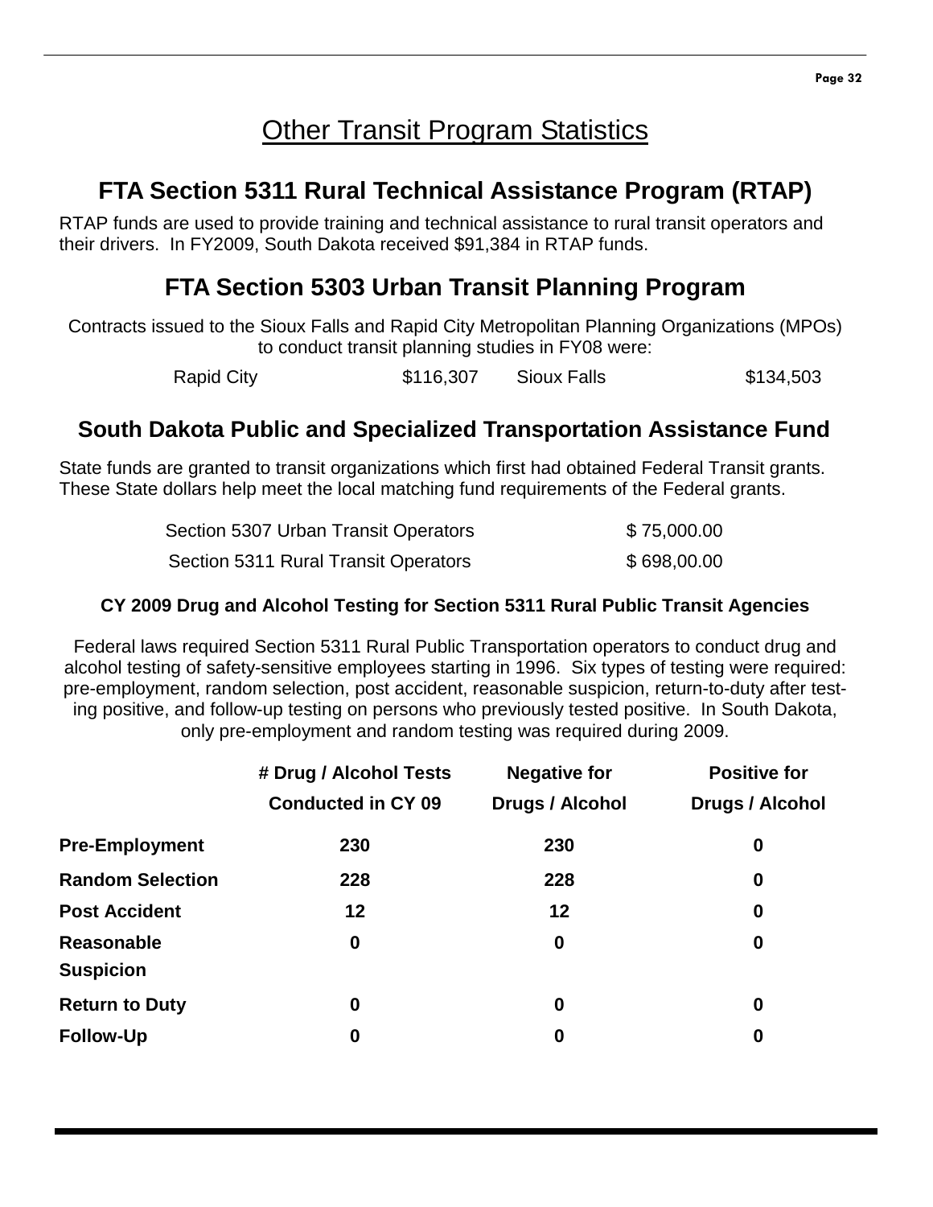# Other Transit Program Statistics

## FTA Section 5311 Rural Technical Assistance Program (RTAP)

RTAP funds are used to provide training and technical assistance to rural transit operators and their drivers. In FY2009, South Dakota received $91,384 in RTAP funds.

## FTA Section 5303 Urban Transit Planning Program

Contracts issued to the Sioux Falls and Rapid City Metropolitan Planning Organizations (MPOs) to conduct transit planning studies in FY08 were:

| Rapid City | $116,307 | Sioux Falls | $134,503 |
|---|---|---|---|

## South Dakota Public and Specialized Transportation Assistance Fund

State funds are granted to transit organizations which first had obtained Federal Transit grants. These State dollars help meet the local matching fund requirements of the Federal grants.

| Section 5307 Urban Transit Operators | $ 75,000.00 |
|---|---|
| Section 5311 Rural Transit Operators | $ 698,00.00 |

### CY 2009 Drug and Alcohol Testing for Section 5311 Rural Public Transit Agencies

Federal laws required Section 5311 Rural Public Transportation operators to conduct drug and alcohol testing of safety-sensitive employees starting in 1996. Six types of testing were required: pre-employment, random selection, post accident, reasonable suspicion, return-to-duty after testing positive, and follow-up testing on persons who previously tested positive. In South Dakota, only pre-employment and random testing was required during 2009.

| | # Drug / Alcohol Tests Conducted in CY 09 | Negative for Drugs / Alcohol | Positive for Drugs / Alcohol |
|---|---|---|---|
| **Pre-Employment** | **230** | **230** | **0** |
| **Random Selection** | **228** | **228** | **0** |
| **Post Accident** | **12** | **12** | **0** |
| **Reasonable Suspicion** | **0** | **0** | **0** |
| **Return to Duty** | **0** | **0** | **0** |
| **Follow-Up** | **0** | **0** | **0** |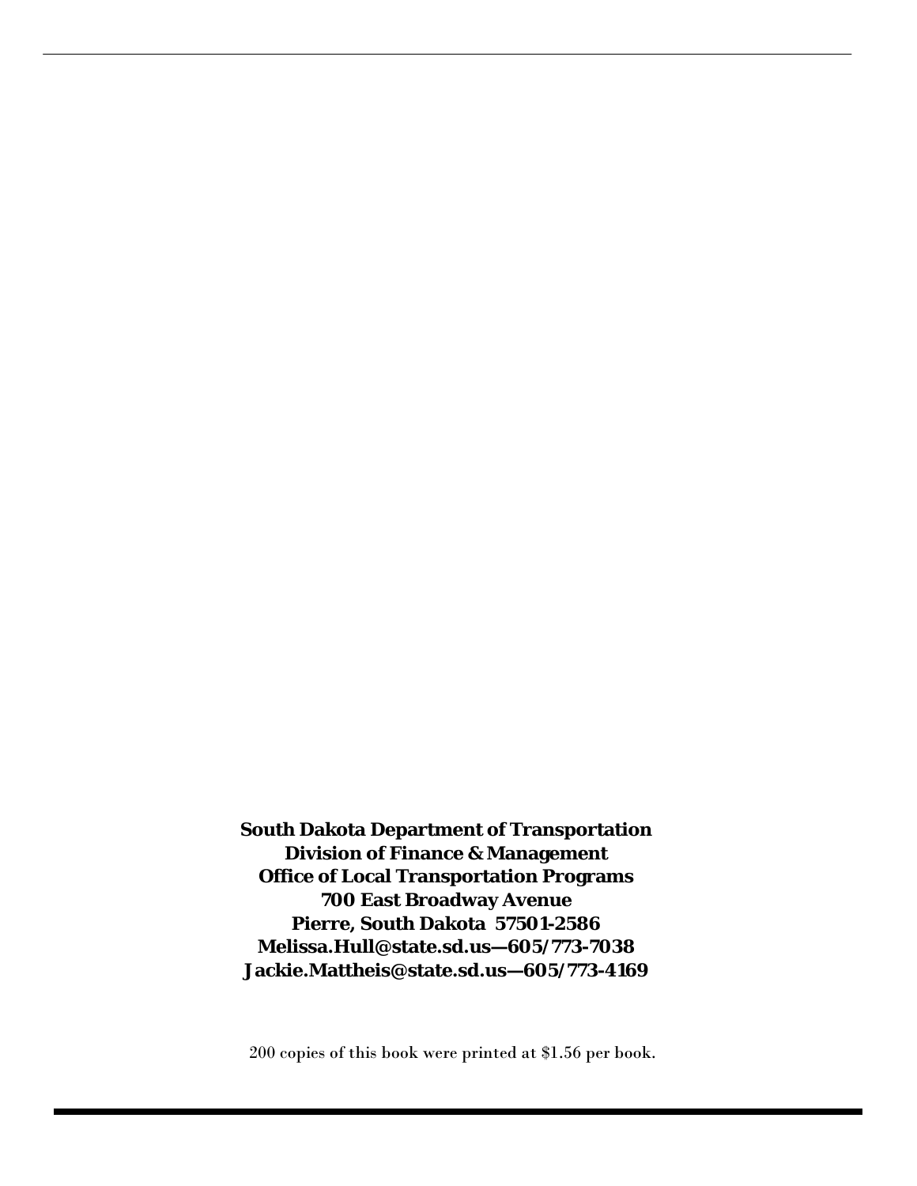**South Dakota Department of Transportation**
**Division of Finance & Management**
**Office of Local Transportation Programs**
**700 East Broadway Avenue**
**Pierre, South Dakota 57501-2586**
**Melissa.Hull@state.sd.us—605/773-7038**
**Jackie.Mattheis@state.sd.us—605/773-4169**

200 copies of this book were printed at $1.56 per book.